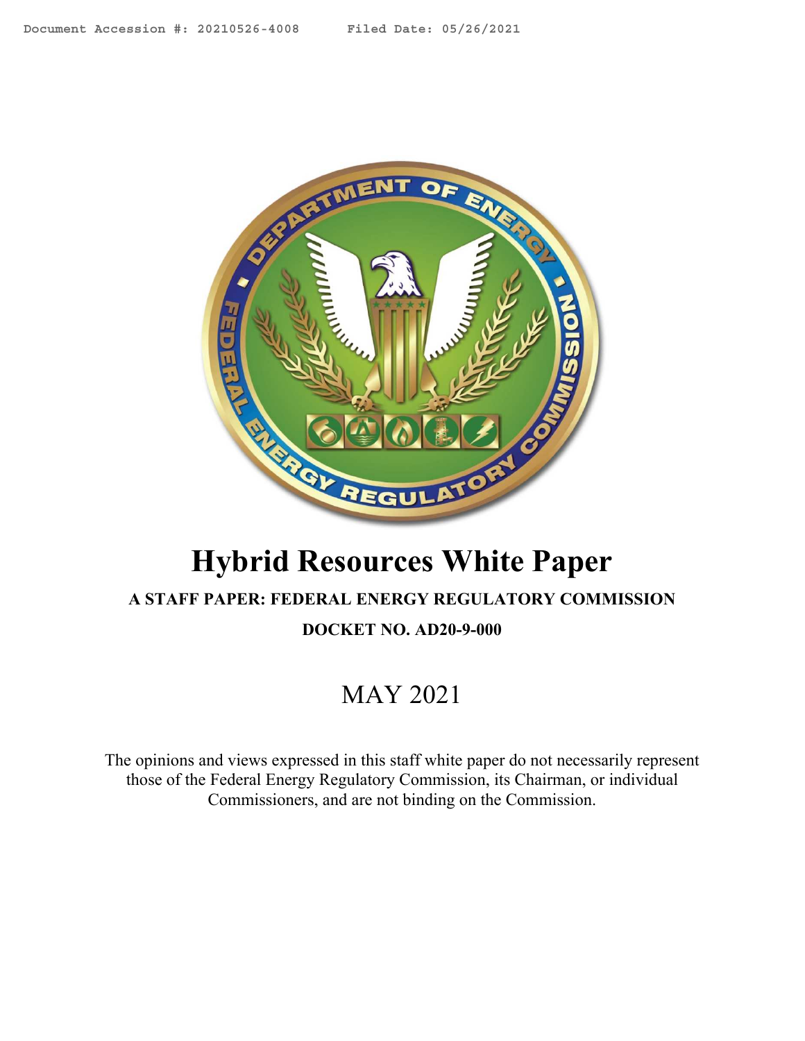# Hybrid Resources White Paper

**A STAFF PAPER: FEDERAL ENERGY REGULATORY COMMISSION**

**DOCKET NO. AD20-9-000**

## MAY 2021

The opinions and views expressed in this staff white paper do not necessarily represent those of the Federal Energy Regulatory Commission, its Chairman, or individual Commissioners, and are not binding on the Commission.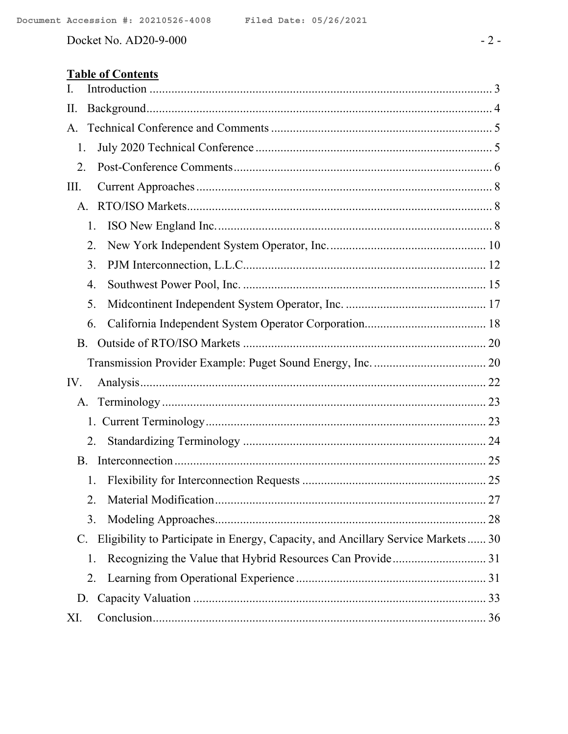**Table of Contents**

I. Introduction ..... 3

II. Background ..... 4

A. Technical Conference and Comments ..... 5

1. July 2020 Technical Conference ..... 5
2. Post-Conference Comments ..... 6

III. Current Approaches ..... 8

A. RTO/ISO Markets ..... 8

1. ISO New England Inc. ..... 8
2. New York Independent System Operator, Inc. ..... 10
3. PJM Interconnection, L.L.C. ..... 12
4. Southwest Power Pool, Inc. ..... 15
5. Midcontinent Independent System Operator, Inc. ..... 17
6. California Independent System Operator Corporation. ..... 18

B. Outside of RTO/ISO Markets ..... 20

Transmission Provider Example: Puget Sound Energy, Inc. ..... 20

IV. Analysis ..... 22

A. Terminology ..... 23

1. Current Terminology ..... 23
2. Standardizing Terminology ..... 24

B. Interconnection ..... 25

1. Flexibility for Interconnection Requests ..... 25
2. Material Modification ..... 27
3. Modeling Approaches ..... 28

C. Eligibility to Participate in Energy, Capacity, and Ancillary Service Markets ..... 30

1. Recognizing the Value that Hybrid Resources Can Provide ..... 31
2. Learning from Operational Experience ..... 31

D. Capacity Valuation ..... 33

XI. Conclusion ..... 36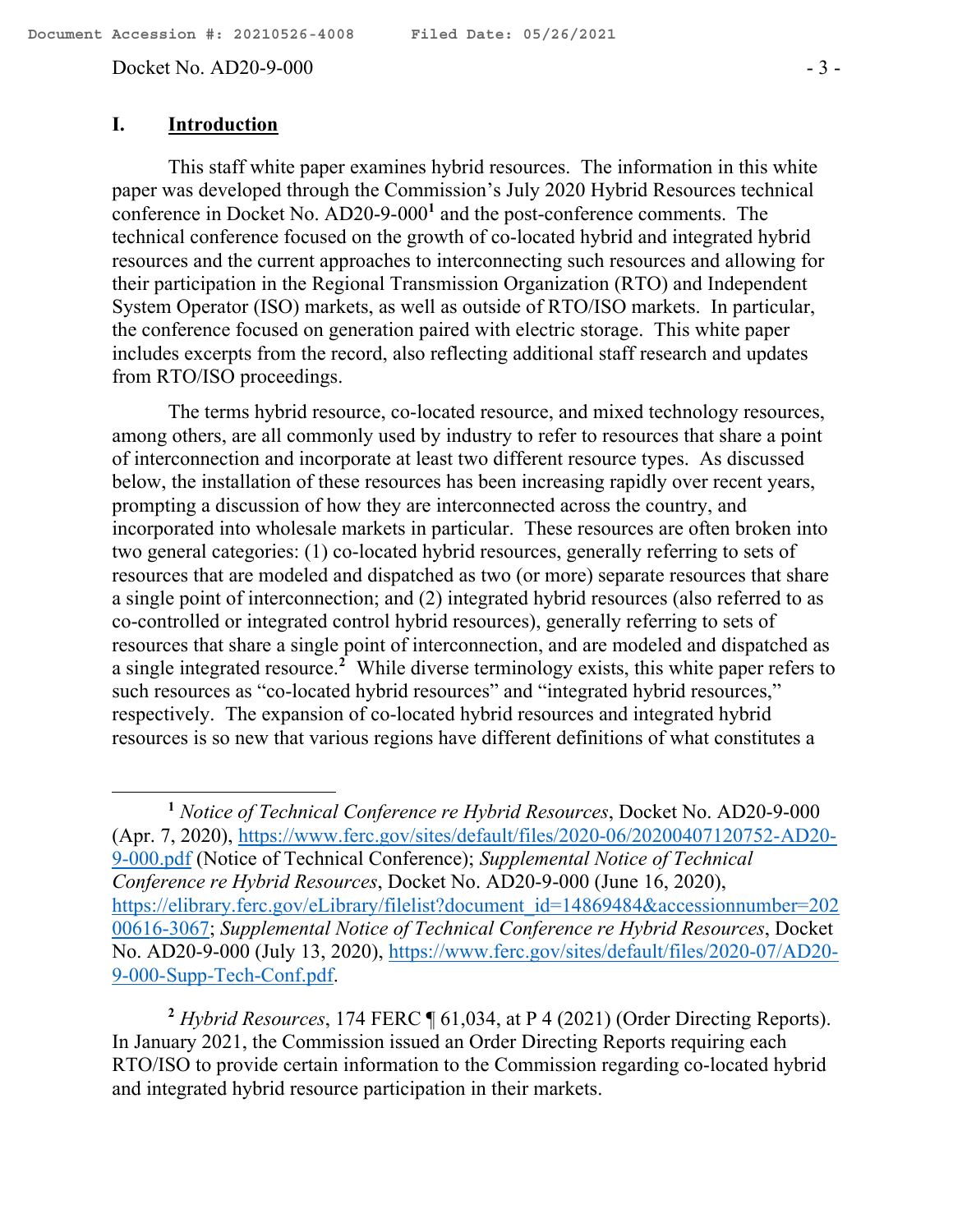## I. Introduction

This staff white paper examines hybrid resources. The information in this white paper was developed through the Commission's July 2020 Hybrid Resources technical conference in Docket No. AD20-9-000[1] and the post-conference comments. The technical conference focused on the growth of co-located hybrid and integrated hybrid resources and the current approaches to interconnecting such resources and allowing for their participation in the Regional Transmission Organization (RTO) and Independent System Operator (ISO) markets, as well as outside of RTO/ISO markets. In particular, the conference focused on generation paired with electric storage. This white paper includes excerpts from the record, also reflecting additional staff research and updates from RTO/ISO proceedings.

The terms hybrid resource, co-located resource, and mixed technology resources, among others, are all commonly used by industry to refer to resources that share a point of interconnection and incorporate at least two different resource types. As discussed below, the installation of these resources has been increasing rapidly over recent years, prompting a discussion of how they are interconnected across the country, and incorporated into wholesale markets in particular. These resources are often broken into two general categories: (1) co-located hybrid resources, generally referring to sets of resources that are modeled and dispatched as two (or more) separate resources that share a single point of interconnection; and (2) integrated hybrid resources (also referred to as co-controlled or integrated control hybrid resources), generally referring to sets of resources that share a single point of interconnection, and are modeled and dispatched as a single integrated resource.[2] While diverse terminology exists, this white paper refers to such resources as "co-located hybrid resources" and "integrated hybrid resources," respectively. The expansion of co-located hybrid resources and integrated hybrid resources is so new that various regions have different definitions of what constitutes a

---

[1] *Notice of Technical Conference re Hybrid Resources*, Docket No. AD20-9-000 (Apr. 7, 2020), https://www.ferc.gov/sites/default/files/2020-06/20200407120752-AD20-9-000.pdf (Notice of Technical Conference); *Supplemental Notice of Technical Conference re Hybrid Resources*, Docket No. AD20-9-000 (June 16, 2020), https://elibrary.ferc.gov/eLibrary/filelist?document_id=14869484&accessionnumber=20200616-3067; *Supplemental Notice of Technical Conference re Hybrid Resources*, Docket No. AD20-9-000 (July 13, 2020), https://www.ferc.gov/sites/default/files/2020-07/AD20-9-000-Supp-Tech-Conf.pdf.

[2] *Hybrid Resources*, 174 FERC ¶ 61,034, at P 4 (2021) (Order Directing Reports). In January 2021, the Commission issued an Order Directing Reports requiring each RTO/ISO to provide certain information to the Commission regarding co-located hybrid and integrated hybrid resource participation in their markets.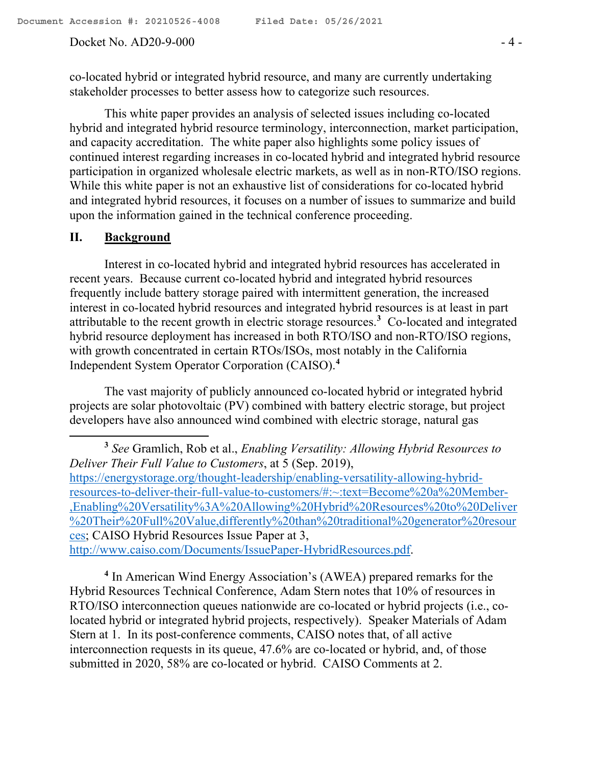co-located hybrid or integrated hybrid resource, and many are currently undertaking stakeholder processes to better assess how to categorize such resources.

This white paper provides an analysis of selected issues including co-located hybrid and integrated hybrid resource terminology, interconnection, market participation, and capacity accreditation. The white paper also highlights some policy issues of continued interest regarding increases in co-located hybrid and integrated hybrid resource participation in organized wholesale electric markets, as well as in non-RTO/ISO regions. While this white paper is not an exhaustive list of considerations for co-located hybrid and integrated hybrid resources, it focuses on a number of issues to summarize and build upon the information gained in the technical conference proceeding.

## II. <u>Background</u>

Interest in co-located hybrid and integrated hybrid resources has accelerated in recent years. Because current co-located hybrid and integrated hybrid resources frequently include battery storage paired with intermittent generation, the increased interest in co-located hybrid resources and integrated hybrid resources is at least in part attributable to the recent growth in electric storage resources.[3] Co-located and integrated hybrid resource deployment has increased in both RTO/ISO and non-RTO/ISO regions, with growth concentrated in certain RTOs/ISOs, most notably in the California Independent System Operator Corporation (CAISO).[4]

The vast majority of publicly announced co-located hybrid or integrated hybrid projects are solar photovoltaic (PV) combined with battery electric storage, but project developers have also announced wind combined with electric storage, natural gas

---

[3] *See* Gramlich, Rob et al., *Enabling Versatility: Allowing Hybrid Resources to Deliver Their Full Value to Customers*, at 5 (Sep. 2019), https://energystorage.org/thought-leadership/enabling-versatility-allowing-hybrid-resources-to-deliver-their-full-value-to-customers/#:~:text=Become%20a%20Member-,Enabling%20Versatility%3A%20Allowing%20Hybrid%20Resources%20to%20Deliver%20Their%20Full%20Value,differently%20than%20traditional%20generator%20resources; CAISO Hybrid Resources Issue Paper at 3, http://www.caiso.com/Documents/IssuePaper-HybridResources.pdf.

[4] In American Wind Energy Association's (AWEA) prepared remarks for the Hybrid Resources Technical Conference, Adam Stern notes that 10% of resources in RTO/ISO interconnection queues nationwide are co-located or hybrid projects (i.e., co-located hybrid or integrated hybrid projects, respectively). Speaker Materials of Adam Stern at 1. In its post-conference comments, CAISO notes that, of all active interconnection requests in its queue, 47.6% are co-located or hybrid, and, of those submitted in 2020, 58% are co-located or hybrid. CAISO Comments at 2.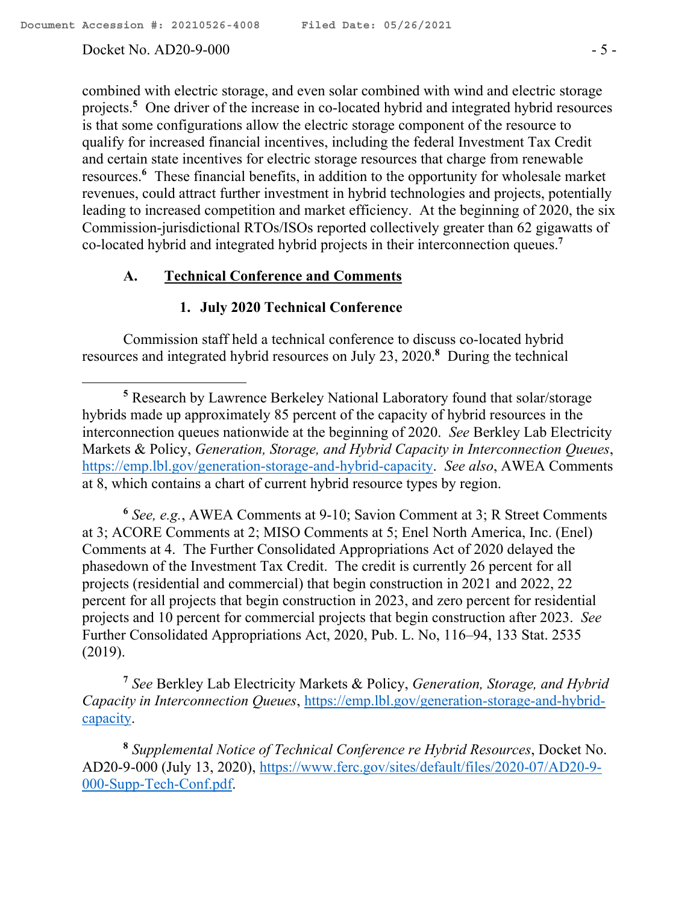combined with electric storage, and even solar combined with wind and electric storage projects.[5] One driver of the increase in co-located hybrid and integrated hybrid resources is that some configurations allow the electric storage component of the resource to qualify for increased financial incentives, including the federal Investment Tax Credit and certain state incentives for electric storage resources that charge from renewable resources.[6] These financial benefits, in addition to the opportunity for wholesale market revenues, could attract further investment in hybrid technologies and projects, potentially leading to increased competition and market efficiency. At the beginning of 2020, the six Commission-jurisdictional RTOs/ISOs reported collectively greater than 62 gigawatts of co-located hybrid and integrated hybrid projects in their interconnection queues.[7]

### A. Technical Conference and Comments

#### 1. July 2020 Technical Conference

Commission staff held a technical conference to discuss co-located hybrid resources and integrated hybrid resources on July 23, 2020.[8] During the technical

---

[5] Research by Lawrence Berkeley National Laboratory found that solar/storage hybrids made up approximately 85 percent of the capacity of hybrid resources in the interconnection queues nationwide at the beginning of 2020. *See* Berkley Lab Electricity Markets & Policy, *Generation, Storage, and Hybrid Capacity in Interconnection Queues*, https://emp.lbl.gov/generation-storage-and-hybrid-capacity. *See also*, AWEA Comments at 8, which contains a chart of current hybrid resource types by region.

[6] *See, e.g.*, AWEA Comments at 9-10; Savion Comment at 3; R Street Comments at 3; ACORE Comments at 2; MISO Comments at 5; Enel North America, Inc. (Enel) Comments at 4. The Further Consolidated Appropriations Act of 2020 delayed the phasedown of the Investment Tax Credit. The credit is currently 26 percent for all projects (residential and commercial) that begin construction in 2021 and 2022, 22 percent for all projects that begin construction in 2023, and zero percent for residential projects and 10 percent for commercial projects that begin construction after 2023. *See* Further Consolidated Appropriations Act, 2020, Pub. L. No, 116–94, 133 Stat. 2535 (2019).

[7] *See* Berkley Lab Electricity Markets & Policy, *Generation, Storage, and Hybrid Capacity in Interconnection Queues*, https://emp.lbl.gov/generation-storage-and-hybrid-capacity.

[8] *Supplemental Notice of Technical Conference re Hybrid Resources*, Docket No. AD20-9-000 (July 13, 2020), https://www.ferc.gov/sites/default/files/2020-07/AD20-9-000-Supp-Tech-Conf.pdf.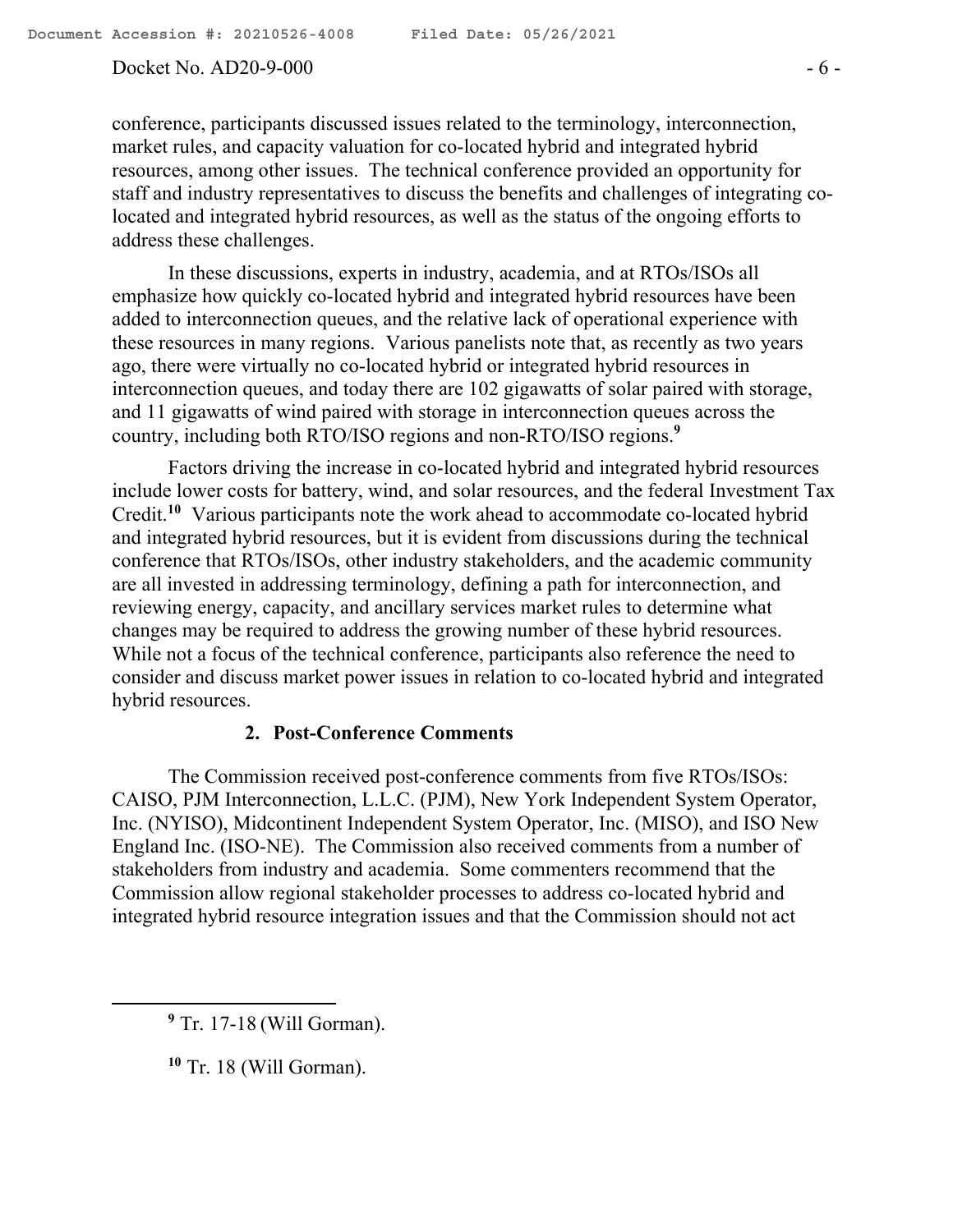conference, participants discussed issues related to the terminology, interconnection, market rules, and capacity valuation for co-located hybrid and integrated hybrid resources, among other issues. The technical conference provided an opportunity for staff and industry representatives to discuss the benefits and challenges of integrating co-located and integrated hybrid resources, as well as the status of the ongoing efforts to address these challenges.

In these discussions, experts in industry, academia, and at RTOs/ISOs all emphasize how quickly co-located hybrid and integrated hybrid resources have been added to interconnection queues, and the relative lack of operational experience with these resources in many regions. Various panelists note that, as recently as two years ago, there were virtually no co-located hybrid or integrated hybrid resources in interconnection queues, and today there are 102 gigawatts of solar paired with storage, and 11 gigawatts of wind paired with storage in interconnection queues across the country, including both RTO/ISO regions and non-RTO/ISO regions.[9]

Factors driving the increase in co-located hybrid and integrated hybrid resources include lower costs for battery, wind, and solar resources, and the federal Investment Tax Credit.[10] Various participants note the work ahead to accommodate co-located hybrid and integrated hybrid resources, but it is evident from discussions during the technical conference that RTOs/ISOs, other industry stakeholders, and the academic community are all invested in addressing terminology, defining a path for interconnection, and reviewing energy, capacity, and ancillary services market rules to determine what changes may be required to address the growing number of these hybrid resources. While not a focus of the technical conference, participants also reference the need to consider and discuss market power issues in relation to co-located hybrid and integrated hybrid resources.

### 2. Post-Conference Comments

The Commission received post-conference comments from five RTOs/ISOs: CAISO, PJM Interconnection, L.L.C. (PJM), New York Independent System Operator, Inc. (NYISO), Midcontinent Independent System Operator, Inc. (MISO), and ISO New England Inc. (ISO-NE). The Commission also received comments from a number of stakeholders from industry and academia. Some commenters recommend that the Commission allow regional stakeholder processes to address co-located hybrid and integrated hybrid resource integration issues and that the Commission should not act

---

[9] Tr. 17-18 (Will Gorman).

[10] Tr. 18 (Will Gorman).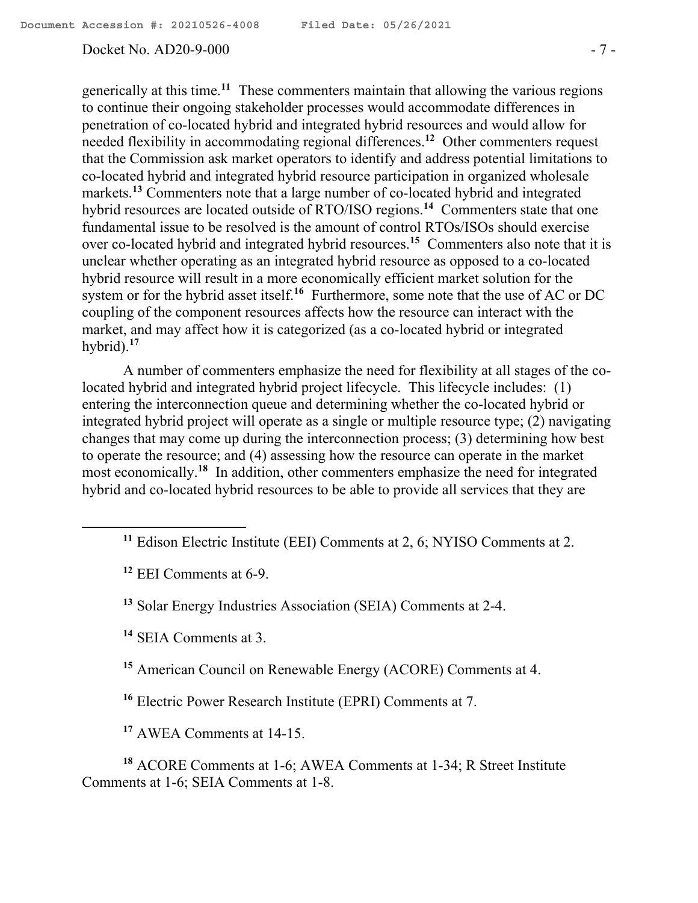generically at this time.[11] These commenters maintain that allowing the various regions to continue their ongoing stakeholder processes would accommodate differences in penetration of co-located hybrid and integrated hybrid resources and would allow for needed flexibility in accommodating regional differences.[12] Other commenters request that the Commission ask market operators to identify and address potential limitations to co-located hybrid and integrated hybrid resource participation in organized wholesale markets.[13] Commenters note that a large number of co-located hybrid and integrated hybrid resources are located outside of RTO/ISO regions.[14] Commenters state that one fundamental issue to be resolved is the amount of control RTOs/ISOs should exercise over co-located hybrid and integrated hybrid resources.[15] Commenters also note that it is unclear whether operating as an integrated hybrid resource as opposed to a co-located hybrid resource will result in a more economically efficient market solution for the system or for the hybrid asset itself.[16] Furthermore, some note that the use of AC or DC coupling of the component resources affects how the resource can interact with the market, and may affect how it is categorized (as a co-located hybrid or integrated hybrid).[17]

A number of commenters emphasize the need for flexibility at all stages of the co-located hybrid and integrated hybrid project lifecycle. This lifecycle includes: (1) entering the interconnection queue and determining whether the co-located hybrid or integrated hybrid project will operate as a single or multiple resource type; (2) navigating changes that may come up during the interconnection process; (3) determining how best to operate the resource; and (4) assessing how the resource can operate in the market most economically.[18] In addition, other commenters emphasize the need for integrated hybrid and co-located hybrid resources to be able to provide all services that they are

[11] Edison Electric Institute (EEI) Comments at 2, 6; NYISO Comments at 2.

[12] EEI Comments at 6-9.

[13] Solar Energy Industries Association (SEIA) Comments at 2-4.

[14] SEIA Comments at 3.

[15] American Council on Renewable Energy (ACORE) Comments at 4.

[16] Electric Power Research Institute (EPRI) Comments at 7.

[17] AWEA Comments at 14-15.

[18] ACORE Comments at 1-6; AWEA Comments at 1-34; R Street Institute Comments at 1-6; SEIA Comments at 1-8.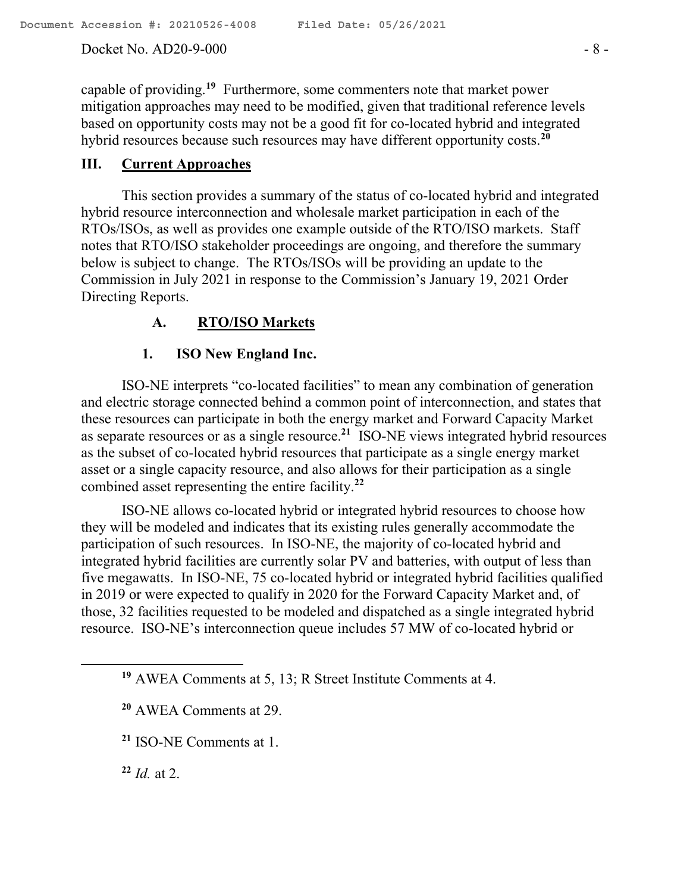capable of providing.[19] Furthermore, some commenters note that market power mitigation approaches may need to be modified, given that traditional reference levels based on opportunity costs may not be a good fit for co-located hybrid and integrated hybrid resources because such resources may have different opportunity costs.[20]

## III. Current Approaches

This section provides a summary of the status of co-located hybrid and integrated hybrid resource interconnection and wholesale market participation in each of the RTOs/ISOs, as well as provides one example outside of the RTO/ISO markets. Staff notes that RTO/ISO stakeholder proceedings are ongoing, and therefore the summary below is subject to change. The RTOs/ISOs will be providing an update to the Commission in July 2021 in response to the Commission's January 19, 2021 Order Directing Reports.

### A. RTO/ISO Markets

#### 1. ISO New England Inc.

ISO-NE interprets "co-located facilities" to mean any combination of generation and electric storage connected behind a common point of interconnection, and states that these resources can participate in both the energy market and Forward Capacity Market as separate resources or as a single resource.[21] ISO-NE views integrated hybrid resources as the subset of co-located hybrid resources that participate as a single energy market asset or a single capacity resource, and also allows for their participation as a single combined asset representing the entire facility.[22]

ISO-NE allows co-located hybrid or integrated hybrid resources to choose how they will be modeled and indicates that its existing rules generally accommodate the participation of such resources. In ISO-NE, the majority of co-located hybrid and integrated hybrid facilities are currently solar PV and batteries, with output of less than five megawatts. In ISO-NE, 75 co-located hybrid or integrated hybrid facilities qualified in 2019 or were expected to qualify in 2020 for the Forward Capacity Market and, of those, 32 facilities requested to be modeled and dispatched as a single integrated hybrid resource. ISO-NE's interconnection queue includes 57 MW of co-located hybrid or

---

[19] AWEA Comments at 5, 13; R Street Institute Comments at 4.

[20] AWEA Comments at 29.

[21] ISO-NE Comments at 1.

[22] *Id.* at 2.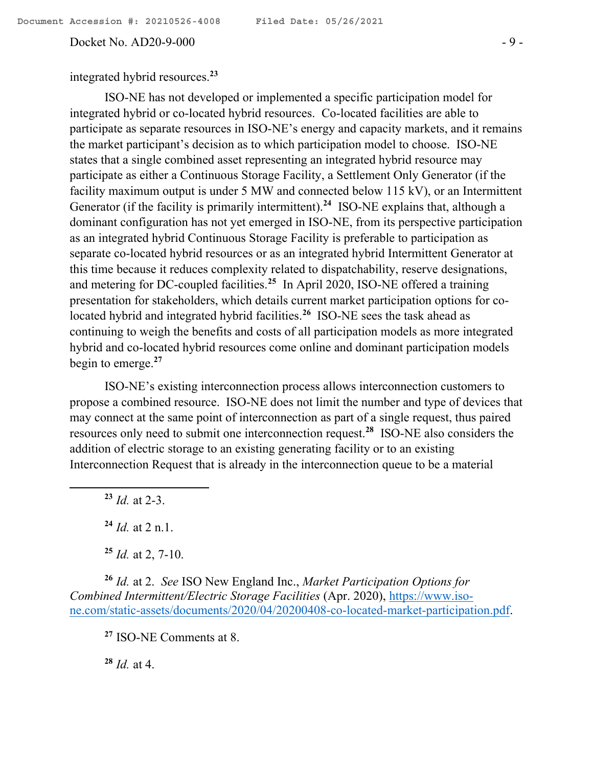integrated hybrid resources.[23]

ISO-NE has not developed or implemented a specific participation model for integrated hybrid or co-located hybrid resources. Co-located facilities are able to participate as separate resources in ISO-NE's energy and capacity markets, and it remains the market participant's decision as to which participation model to choose. ISO-NE states that a single combined asset representing an integrated hybrid resource may participate as either a Continuous Storage Facility, a Settlement Only Generator (if the facility maximum output is under 5 MW and connected below 115 kV), or an Intermittent Generator (if the facility is primarily intermittent).[24] ISO-NE explains that, although a dominant configuration has not yet emerged in ISO-NE, from its perspective participation as an integrated hybrid Continuous Storage Facility is preferable to participation as separate co-located hybrid resources or as an integrated hybrid Intermittent Generator at this time because it reduces complexity related to dispatchability, reserve designations, and metering for DC-coupled facilities.[25] In April 2020, ISO-NE offered a training presentation for stakeholders, which details current market participation options for co-located hybrid and integrated hybrid facilities.[26] ISO-NE sees the task ahead as continuing to weigh the benefits and costs of all participation models as more integrated hybrid and co-located hybrid resources come online and dominant participation models begin to emerge.[27]

ISO-NE's existing interconnection process allows interconnection customers to propose a combined resource. ISO-NE does not limit the number and type of devices that may connect at the same point of interconnection as part of a single request, thus paired resources only need to submit one interconnection request.[28] ISO-NE also considers the addition of electric storage to an existing generating facility or to an existing Interconnection Request that is already in the interconnection queue to be a material

---

[23] *Id.* at 2-3.

[24] *Id.* at 2 n.1.

[25] *Id.* at 2, 7-10.

[26] *Id.* at 2. *See* ISO New England Inc., *Market Participation Options for Combined Intermittent/Electric Storage Facilities* (Apr. 2020), https://www.iso-ne.com/static-assets/documents/2020/04/20200408-co-located-market-participation.pdf.

[27] ISO-NE Comments at 8.

[28] *Id.* at 4.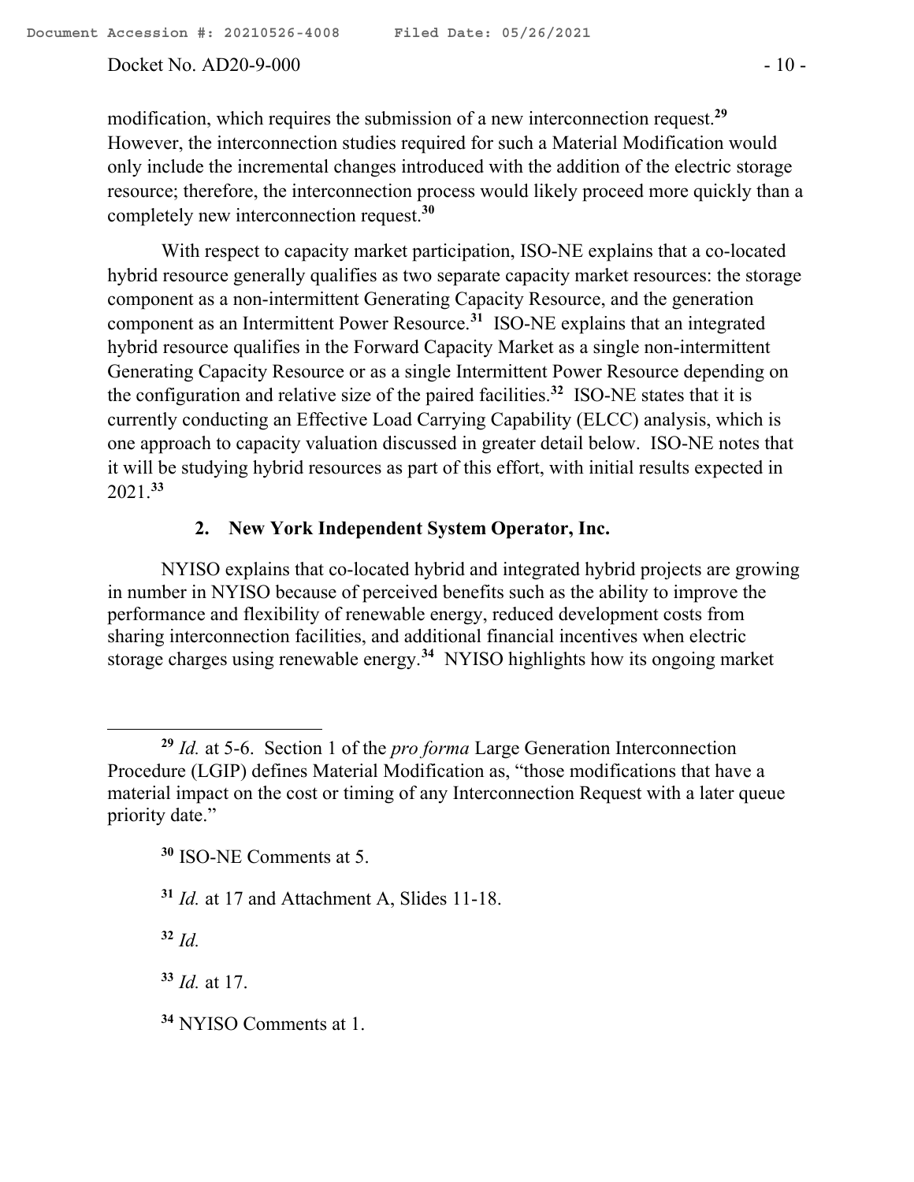modification, which requires the submission of a new interconnection request.[29] However, the interconnection studies required for such a Material Modification would only include the incremental changes introduced with the addition of the electric storage resource; therefore, the interconnection process would likely proceed more quickly than a completely new interconnection request.[30]

With respect to capacity market participation, ISO-NE explains that a co-located hybrid resource generally qualifies as two separate capacity market resources: the storage component as a non-intermittent Generating Capacity Resource, and the generation component as an Intermittent Power Resource.[31] ISO-NE explains that an integrated hybrid resource qualifies in the Forward Capacity Market as a single non-intermittent Generating Capacity Resource or as a single Intermittent Power Resource depending on the configuration and relative size of the paired facilities.[32] ISO-NE states that it is currently conducting an Effective Load Carrying Capability (ELCC) analysis, which is one approach to capacity valuation discussed in greater detail below. ISO-NE notes that it will be studying hybrid resources as part of this effort, with initial results expected in 2021.[33]

### 2. New York Independent System Operator, Inc.

NYISO explains that co-located hybrid and integrated hybrid projects are growing in number in NYISO because of perceived benefits such as the ability to improve the performance and flexibility of renewable energy, reduced development costs from sharing interconnection facilities, and additional financial incentives when electric storage charges using renewable energy.[34] NYISO highlights how its ongoing market

---

[29] *Id.* at 5-6. Section 1 of the *pro forma* Large Generation Interconnection Procedure (LGIP) defines Material Modification as, "those modifications that have a material impact on the cost or timing of any Interconnection Request with a later queue priority date."

[30] ISO-NE Comments at 5.

[31] *Id.* at 17 and Attachment A, Slides 11-18.

[32] *Id.*

[33] *Id.* at 17.

[34] NYISO Comments at 1.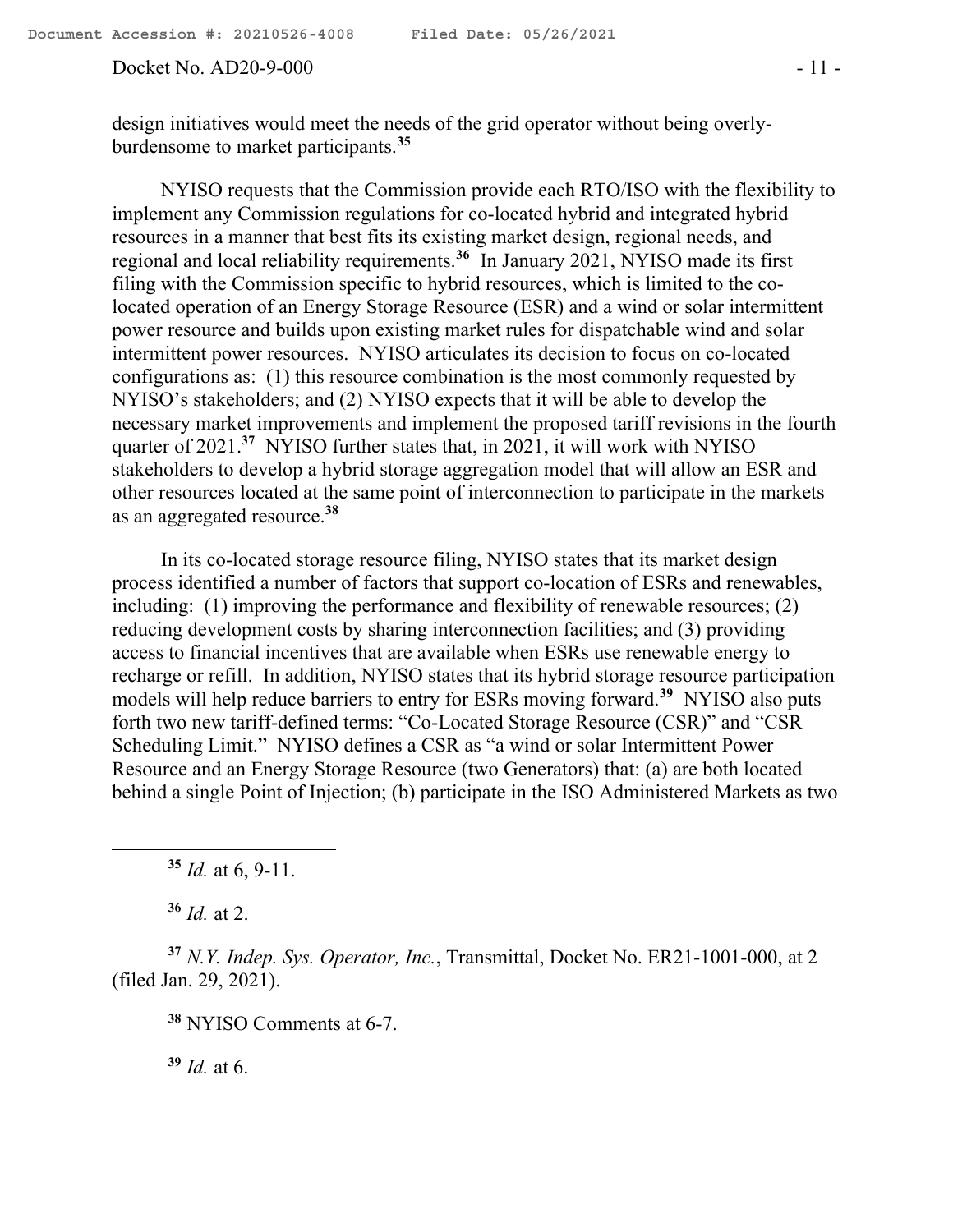design initiatives would meet the needs of the grid operator without being overly-burdensome to market participants.[35]

NYISO requests that the Commission provide each RTO/ISO with the flexibility to implement any Commission regulations for co-located hybrid and integrated hybrid resources in a manner that best fits its existing market design, regional needs, and regional and local reliability requirements.[36] In January 2021, NYISO made its first filing with the Commission specific to hybrid resources, which is limited to the co-located operation of an Energy Storage Resource (ESR) and a wind or solar intermittent power resource and builds upon existing market rules for dispatchable wind and solar intermittent power resources. NYISO articulates its decision to focus on co-located configurations as: (1) this resource combination is the most commonly requested by NYISO's stakeholders; and (2) NYISO expects that it will be able to develop the necessary market improvements and implement the proposed tariff revisions in the fourth quarter of 2021.[37] NYISO further states that, in 2021, it will work with NYISO stakeholders to develop a hybrid storage aggregation model that will allow an ESR and other resources located at the same point of interconnection to participate in the markets as an aggregated resource.[38]

In its co-located storage resource filing, NYISO states that its market design process identified a number of factors that support co-location of ESRs and renewables, including: (1) improving the performance and flexibility of renewable resources; (2) reducing development costs by sharing interconnection facilities; and (3) providing access to financial incentives that are available when ESRs use renewable energy to recharge or refill. In addition, NYISO states that its hybrid storage resource participation models will help reduce barriers to entry for ESRs moving forward.[39] NYISO also puts forth two new tariff-defined terms: "Co-Located Storage Resource (CSR)" and "CSR Scheduling Limit." NYISO defines a CSR as "a wind or solar Intermittent Power Resource and an Energy Storage Resource (two Generators) that: (a) are both located behind a single Point of Injection; (b) participate in the ISO Administered Markets as two

---

[35] *Id.* at 6, 9-11.

[36] *Id.* at 2.

[37] *N.Y. Indep. Sys. Operator, Inc.*, Transmittal, Docket No. ER21-1001-000, at 2 (filed Jan. 29, 2021).

[38] NYISO Comments at 6-7.

[39] *Id.* at 6.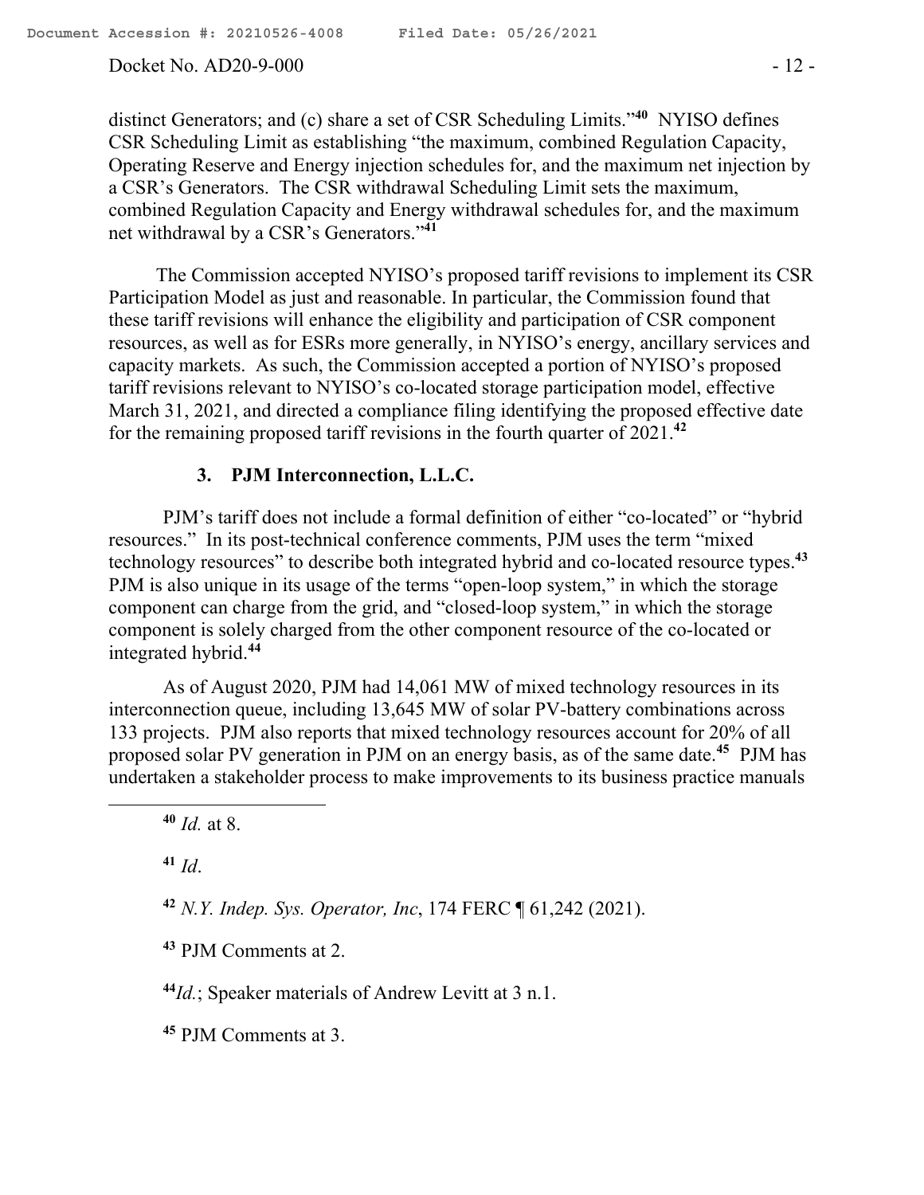distinct Generators; and (c) share a set of CSR Scheduling Limits."[40] NYISO defines CSR Scheduling Limit as establishing "the maximum, combined Regulation Capacity, Operating Reserve and Energy injection schedules for, and the maximum net injection by a CSR's Generators. The CSR withdrawal Scheduling Limit sets the maximum, combined Regulation Capacity and Energy withdrawal schedules for, and the maximum net withdrawal by a CSR's Generators."[41]

The Commission accepted NYISO's proposed tariff revisions to implement its CSR Participation Model as just and reasonable. In particular, the Commission found that these tariff revisions will enhance the eligibility and participation of CSR component resources, as well as for ESRs more generally, in NYISO's energy, ancillary services and capacity markets. As such, the Commission accepted a portion of NYISO's proposed tariff revisions relevant to NYISO's co-located storage participation model, effective March 31, 2021, and directed a compliance filing identifying the proposed effective date for the remaining proposed tariff revisions in the fourth quarter of 2021.[42]

### 3. PJM Interconnection, L.L.C.

PJM's tariff does not include a formal definition of either "co-located" or "hybrid resources." In its post-technical conference comments, PJM uses the term "mixed technology resources" to describe both integrated hybrid and co-located resource types.[43] PJM is also unique in its usage of the terms "open-loop system," in which the storage component can charge from the grid, and "closed-loop system," in which the storage component is solely charged from the other component resource of the co-located or integrated hybrid.[44]

As of August 2020, PJM had 14,061 MW of mixed technology resources in its interconnection queue, including 13,645 MW of solar PV-battery combinations across 133 projects. PJM also reports that mixed technology resources account for 20% of all proposed solar PV generation in PJM on an energy basis, as of the same date.[45] PJM has undertaken a stakeholder process to make improvements to its business practice manuals

---

[40] *Id.* at 8.

[41] *Id*.

[42] *N.Y. Indep. Sys. Operator, Inc*, 174 FERC ¶ 61,242 (2021).

[43] PJM Comments at 2.

[44] *Id.*; Speaker materials of Andrew Levitt at 3 n.1.

[45] PJM Comments at 3.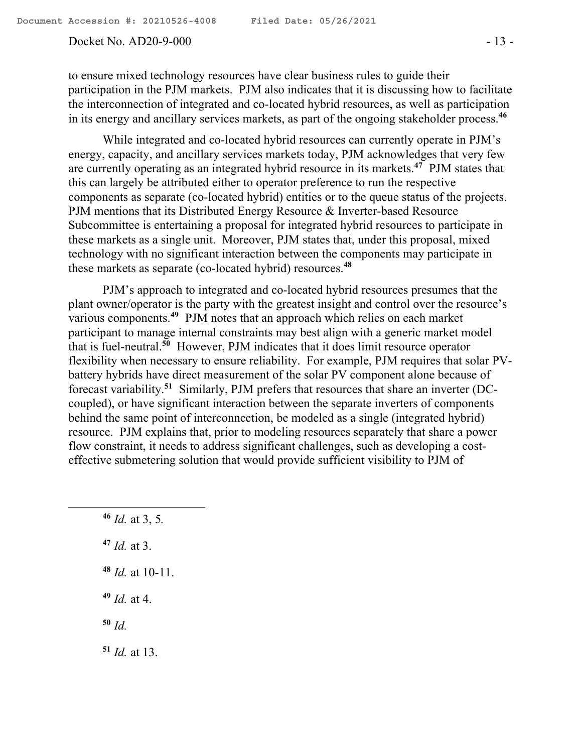to ensure mixed technology resources have clear business rules to guide their participation in the PJM markets. PJM also indicates that it is discussing how to facilitate the interconnection of integrated and co-located hybrid resources, as well as participation in its energy and ancillary services markets, as part of the ongoing stakeholder process.[46]

While integrated and co-located hybrid resources can currently operate in PJM's energy, capacity, and ancillary services markets today, PJM acknowledges that very few are currently operating as an integrated hybrid resource in its markets.[47] PJM states that this can largely be attributed either to operator preference to run the respective components as separate (co-located hybrid) entities or to the queue status of the projects. PJM mentions that its Distributed Energy Resource & Inverter-based Resource Subcommittee is entertaining a proposal for integrated hybrid resources to participate in these markets as a single unit. Moreover, PJM states that, under this proposal, mixed technology with no significant interaction between the components may participate in these markets as separate (co-located hybrid) resources.[48]

PJM's approach to integrated and co-located hybrid resources presumes that the plant owner/operator is the party with the greatest insight and control over the resource's various components.[49] PJM notes that an approach which relies on each market participant to manage internal constraints may best align with a generic market model that is fuel-neutral.[50] However, PJM indicates that it does limit resource operator flexibility when necessary to ensure reliability. For example, PJM requires that solar PV-battery hybrids have direct measurement of the solar PV component alone because of forecast variability.[51] Similarly, PJM prefers that resources that share an inverter (DC-coupled), or have significant interaction between the separate inverters of components behind the same point of interconnection, be modeled as a single (integrated hybrid) resource. PJM explains that, prior to modeling resources separately that share a power flow constraint, it needs to address significant challenges, such as developing a cost-effective submetering solution that would provide sufficient visibility to PJM of

---

[46] *Id.* at 3, 5*.*

[47] *Id.* at 3.

[48] *Id.* at 10-11.

[49] *Id.* at 4.

[50] *Id.*

[51] *Id.* at 13.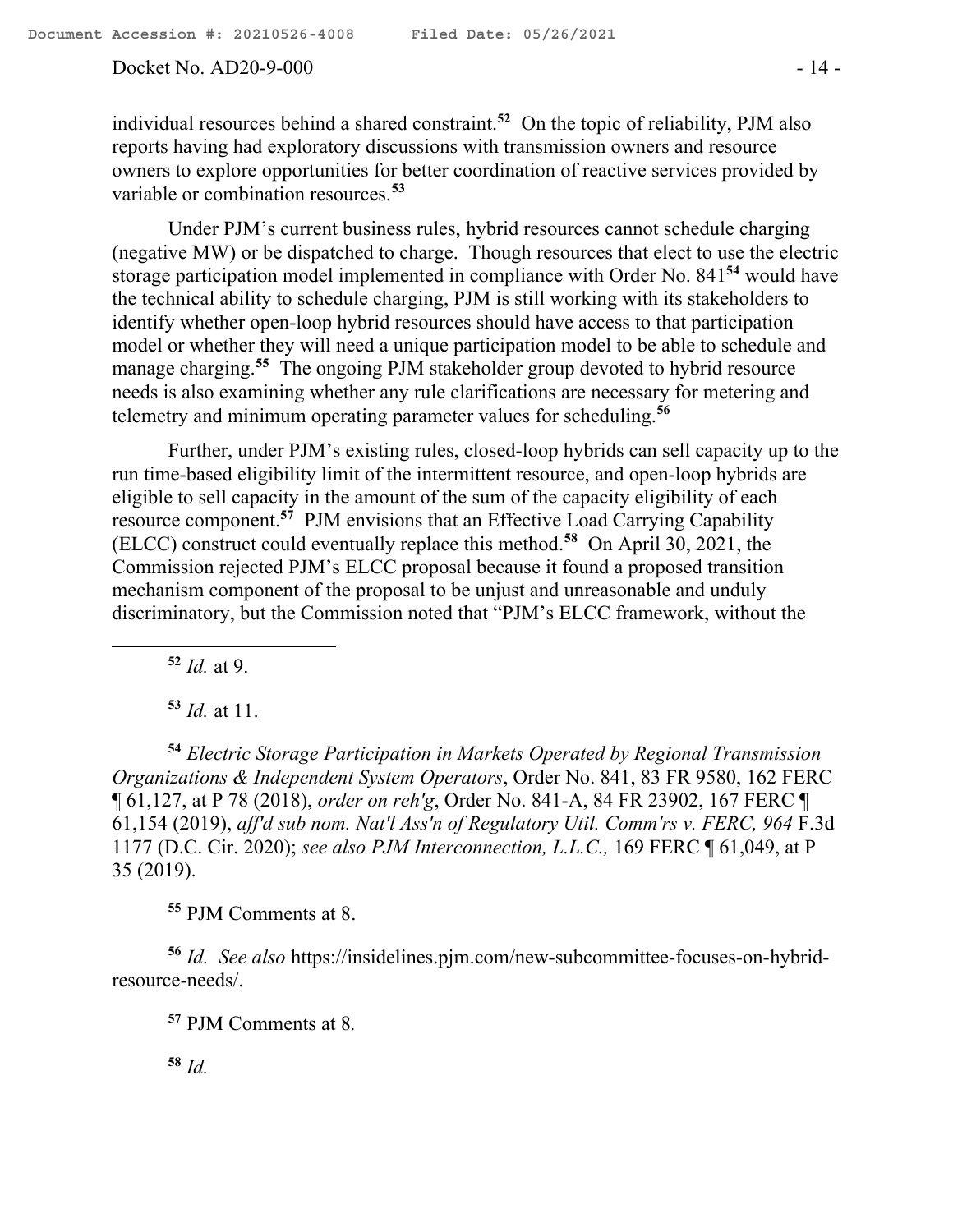individual resources behind a shared constraint.[52] On the topic of reliability, PJM also reports having had exploratory discussions with transmission owners and resource owners to explore opportunities for better coordination of reactive services provided by variable or combination resources.[53]

Under PJM's current business rules, hybrid resources cannot schedule charging (negative MW) or be dispatched to charge. Though resources that elect to use the electric storage participation model implemented in compliance with Order No. 841[54] would have the technical ability to schedule charging, PJM is still working with its stakeholders to identify whether open-loop hybrid resources should have access to that participation model or whether they will need a unique participation model to be able to schedule and manage charging.[55] The ongoing PJM stakeholder group devoted to hybrid resource needs is also examining whether any rule clarifications are necessary for metering and telemetry and minimum operating parameter values for scheduling.[56]

Further, under PJM's existing rules, closed-loop hybrids can sell capacity up to the run time-based eligibility limit of the intermittent resource, and open-loop hybrids are eligible to sell capacity in the amount of the sum of the capacity eligibility of each resource component.[57] PJM envisions that an Effective Load Carrying Capability (ELCC) construct could eventually replace this method.[58] On April 30, 2021, the Commission rejected PJM's ELCC proposal because it found a proposed transition mechanism component of the proposal to be unjust and unreasonable and unduly discriminatory, but the Commission noted that "PJM's ELCC framework, without the

---

[52] *Id.* at 9.

[53] *Id.* at 11.

[54] *Electric Storage Participation in Markets Operated by Regional Transmission Organizations & Independent System Operators*, Order No. 841, 83 FR 9580, 162 FERC ¶ 61,127, at P 78 (2018), *order on reh'g*, Order No. 841-A, 84 FR 23902, 167 FERC ¶ 61,154 (2019), *aff'd sub nom. Nat'l Ass'n of Regulatory Util. Comm'rs v. FERC, 964* F.3d 1177 (D.C. Cir. 2020); *see also PJM Interconnection, L.L.C.,* 169 FERC ¶ 61,049, at P 35 (2019).

[55] PJM Comments at 8.

[56] *Id. See also* https://insidelines.pjm.com/new-subcommittee-focuses-on-hybrid-resource-needs/.

[57] PJM Comments at 8.

[58] *Id.*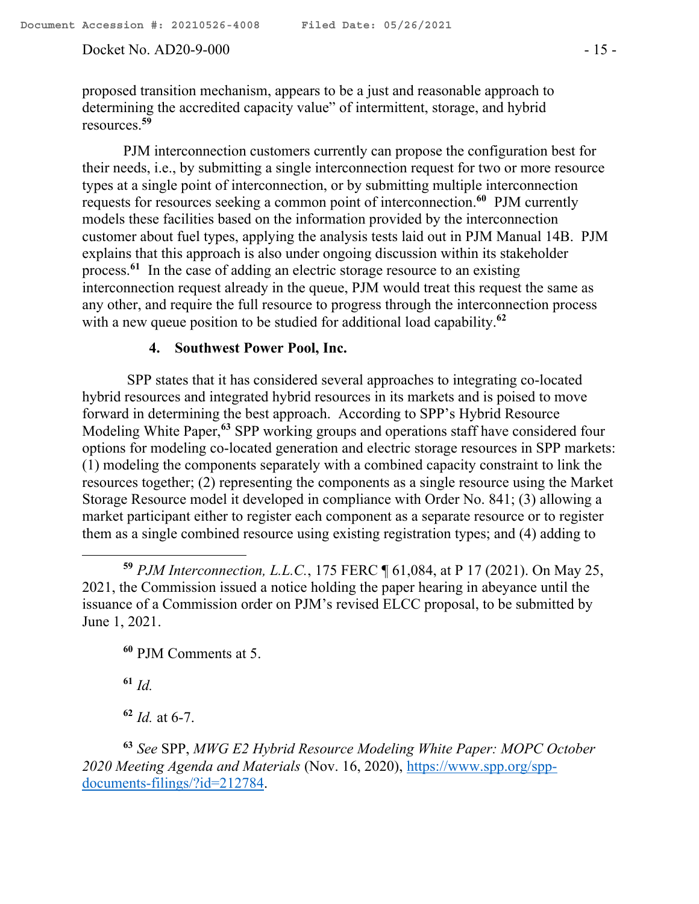proposed transition mechanism, appears to be a just and reasonable approach to determining the accredited capacity value" of intermittent, storage, and hybrid resources.[59]

PJM interconnection customers currently can propose the configuration best for their needs, i.e., by submitting a single interconnection request for two or more resource types at a single point of interconnection, or by submitting multiple interconnection requests for resources seeking a common point of interconnection.[60] PJM currently models these facilities based on the information provided by the interconnection customer about fuel types, applying the analysis tests laid out in PJM Manual 14B. PJM explains that this approach is also under ongoing discussion within its stakeholder process.[61] In the case of adding an electric storage resource to an existing interconnection request already in the queue, PJM would treat this request the same as any other, and require the full resource to progress through the interconnection process with a new queue position to be studied for additional load capability.[62]

#### 4. Southwest Power Pool, Inc.

SPP states that it has considered several approaches to integrating co-located hybrid resources and integrated hybrid resources in its markets and is poised to move forward in determining the best approach. According to SPP's Hybrid Resource Modeling White Paper,[63] SPP working groups and operations staff have considered four options for modeling co-located generation and electric storage resources in SPP markets: (1) modeling the components separately with a combined capacity constraint to link the resources together; (2) representing the components as a single resource using the Market Storage Resource model it developed in compliance with Order No. 841; (3) allowing a market participant either to register each component as a separate resource or to register them as a single combined resource using existing registration types; and (4) adding to

---

[59] *PJM Interconnection, L.L.C.*, 175 FERC ¶ 61,084, at P 17 (2021). On May 25, 2021, the Commission issued a notice holding the paper hearing in abeyance until the issuance of a Commission order on PJM's revised ELCC proposal, to be submitted by June 1, 2021.

[60] PJM Comments at 5.

[61] *Id.*

[62] *Id.* at 6-7.

[63] *See* SPP, *MWG E2 Hybrid Resource Modeling White Paper: MOPC October 2020 Meeting Agenda and Materials* (Nov. 16, 2020), https://www.spp.org/spp-documents-filings/?id=212784.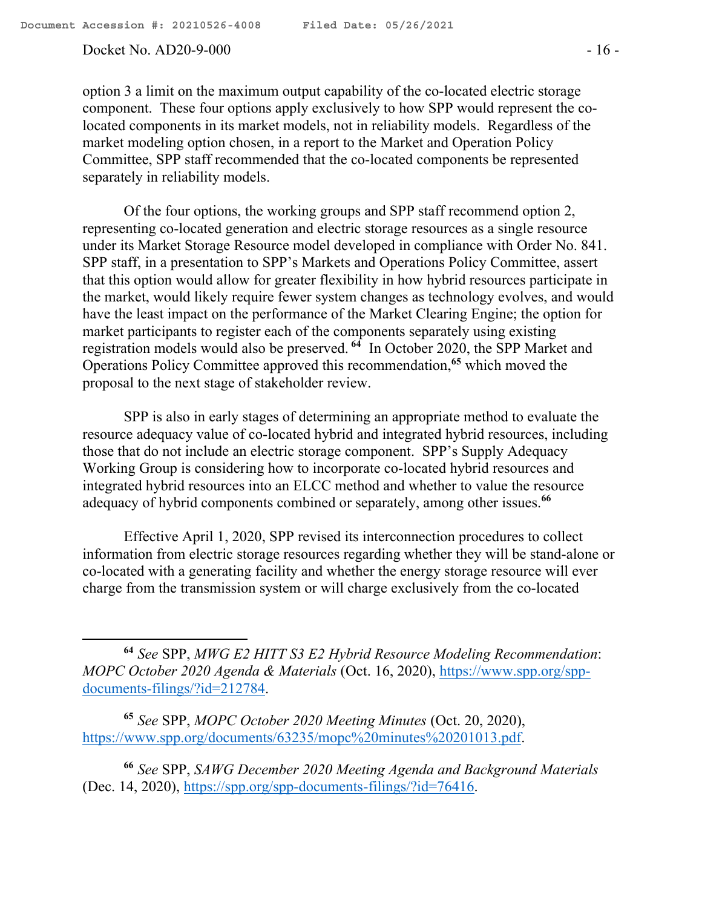option 3 a limit on the maximum output capability of the co-located electric storage component. These four options apply exclusively to how SPP would represent the co-located components in its market models, not in reliability models. Regardless of the market modeling option chosen, in a report to the Market and Operation Policy Committee, SPP staff recommended that the co-located components be represented separately in reliability models.

Of the four options, the working groups and SPP staff recommend option 2, representing co-located generation and electric storage resources as a single resource under its Market Storage Resource model developed in compliance with Order No. 841. SPP staff, in a presentation to SPP's Markets and Operations Policy Committee, assert that this option would allow for greater flexibility in how hybrid resources participate in the market, would likely require fewer system changes as technology evolves, and would have the least impact on the performance of the Market Clearing Engine; the option for market participants to register each of the components separately using existing registration models would also be preserved.[64] In October 2020, the SPP Market and Operations Policy Committee approved this recommendation,[65] which moved the proposal to the next stage of stakeholder review.

SPP is also in early stages of determining an appropriate method to evaluate the resource adequacy value of co-located hybrid and integrated hybrid resources, including those that do not include an electric storage component. SPP's Supply Adequacy Working Group is considering how to incorporate co-located hybrid resources and integrated hybrid resources into an ELCC method and whether to value the resource adequacy of hybrid components combined or separately, among other issues.[66]

Effective April 1, 2020, SPP revised its interconnection procedures to collect information from electric storage resources regarding whether they will be stand-alone or co-located with a generating facility and whether the energy storage resource will ever charge from the transmission system or will charge exclusively from the co-located

---

[64] *See* SPP, *MWG E2 HITT S3 E2 Hybrid Resource Modeling Recommendation*: *MOPC October 2020 Agenda & Materials* (Oct. 16, 2020), https://www.spp.org/spp-documents-filings/?id=212784.

[65] *See* SPP, *MOPC October 2020 Meeting Minutes* (Oct. 20, 2020), https://www.spp.org/documents/63235/mopc%20minutes%20201013.pdf.

[66] *See* SPP, *SAWG December 2020 Meeting Agenda and Background Materials* (Dec. 14, 2020), https://spp.org/spp-documents-filings/?id=76416.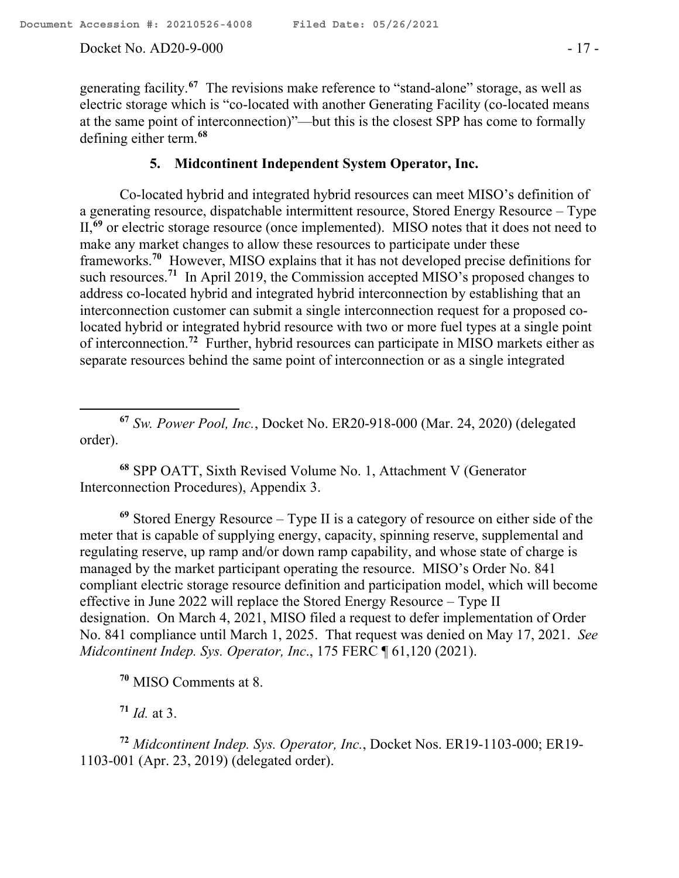generating facility.[67] The revisions make reference to "stand-alone" storage, as well as electric storage which is "co-located with another Generating Facility (co-located means at the same point of interconnection)"—but this is the closest SPP has come to formally defining either term.[68]

### 5. Midcontinent Independent System Operator, Inc.

Co-located hybrid and integrated hybrid resources can meet MISO's definition of a generating resource, dispatchable intermittent resource, Stored Energy Resource – Type II,[69] or electric storage resource (once implemented). MISO notes that it does not need to make any market changes to allow these resources to participate under these frameworks.[70] However, MISO explains that it has not developed precise definitions for such resources.[71] In April 2019, the Commission accepted MISO's proposed changes to address co-located hybrid and integrated hybrid interconnection by establishing that an interconnection customer can submit a single interconnection request for a proposed co-located hybrid or integrated hybrid resource with two or more fuel types at a single point of interconnection.[72] Further, hybrid resources can participate in MISO markets either as separate resources behind the same point of interconnection or as a single integrated

---

[67] *Sw. Power Pool, Inc.*, Docket No. ER20-918-000 (Mar. 24, 2020) (delegated order).

[68] SPP OATT, Sixth Revised Volume No. 1, Attachment V (Generator Interconnection Procedures), Appendix 3.

[69] Stored Energy Resource – Type II is a category of resource on either side of the meter that is capable of supplying energy, capacity, spinning reserve, supplemental and regulating reserve, up ramp and/or down ramp capability, and whose state of charge is managed by the market participant operating the resource. MISO's Order No. 841 compliant electric storage resource definition and participation model, which will become effective in June 2022 will replace the Stored Energy Resource – Type II designation. On March 4, 2021, MISO filed a request to defer implementation of Order No. 841 compliance until March 1, 2025. That request was denied on May 17, 2021. *See Midcontinent Indep. Sys. Operator, Inc*., 175 FERC ¶ 61,120 (2021).

[70] MISO Comments at 8.

[71] *Id.* at 3.

[72] *Midcontinent Indep. Sys. Operator, Inc.*, Docket Nos. ER19-1103-000; ER19-1103-001 (Apr. 23, 2019) (delegated order).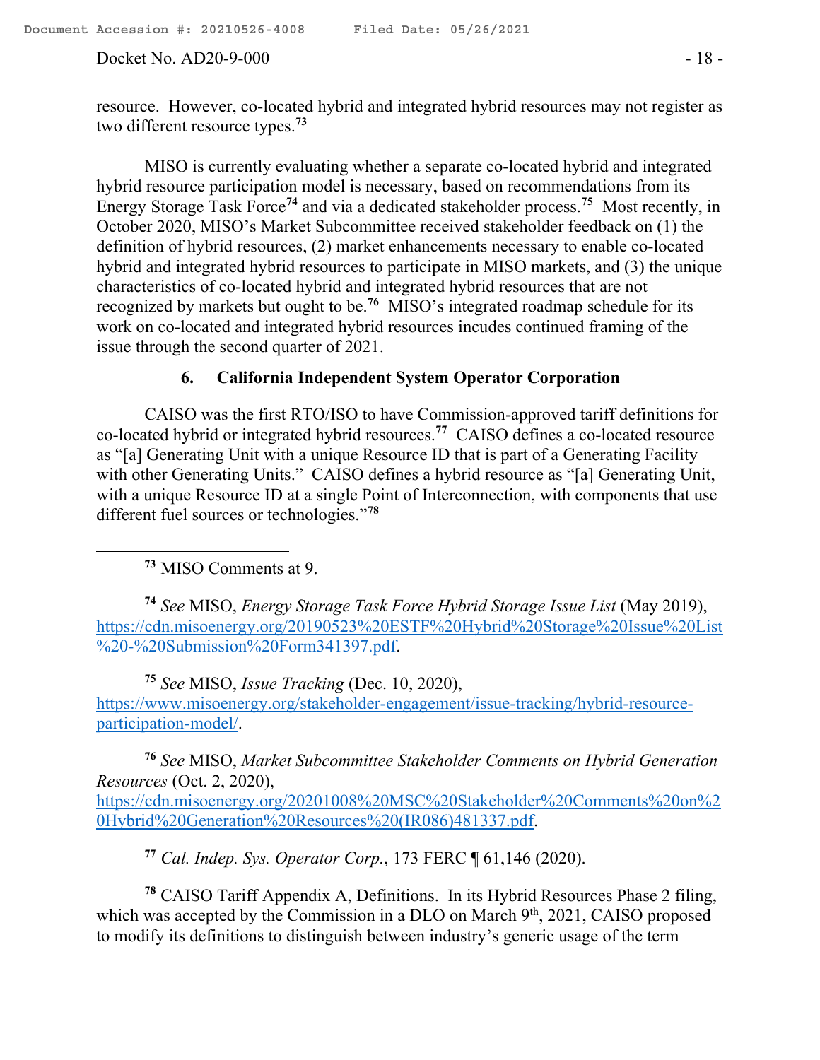resource. However, co-located hybrid and integrated hybrid resources may not register as two different resource types.[73]

MISO is currently evaluating whether a separate co-located hybrid and integrated hybrid resource participation model is necessary, based on recommendations from its Energy Storage Task Force[74] and via a dedicated stakeholder process.[75] Most recently, in October 2020, MISO's Market Subcommittee received stakeholder feedback on (1) the definition of hybrid resources, (2) market enhancements necessary to enable co-located hybrid and integrated hybrid resources to participate in MISO markets, and (3) the unique characteristics of co-located hybrid and integrated hybrid resources that are not recognized by markets but ought to be.[76] MISO's integrated roadmap schedule for its work on co-located and integrated hybrid resources incudes continued framing of the issue through the second quarter of 2021.

### 6. California Independent System Operator Corporation

CAISO was the first RTO/ISO to have Commission-approved tariff definitions for co-located hybrid or integrated hybrid resources.[77] CAISO defines a co-located resource as "[a] Generating Unit with a unique Resource ID that is part of a Generating Facility with other Generating Units." CAISO defines a hybrid resource as "[a] Generating Unit, with a unique Resource ID at a single Point of Interconnection, with components that use different fuel sources or technologies."[78]

---

[73] MISO Comments at 9.

[74] *See* MISO, *Energy Storage Task Force Hybrid Storage Issue List* (May 2019), https://cdn.misoenergy.org/20190523%20ESTF%20Hybrid%20Storage%20Issue%20List%20-%20Submission%20Form341397.pdf.

[75] *See* MISO, *Issue Tracking* (Dec. 10, 2020), https://www.misoenergy.org/stakeholder-engagement/issue-tracking/hybrid-resource-participation-model/.

[76] *See* MISO, *Market Subcommittee Stakeholder Comments on Hybrid Generation Resources* (Oct. 2, 2020), https://cdn.misoenergy.org/20201008%20MSC%20Stakeholder%20Comments%20on%20Hybrid%20Generation%20Resources%20(IR086)481337.pdf.

[77] *Cal. Indep. Sys. Operator Corp.*, 173 FERC ¶ 61,146 (2020).

[78] CAISO Tariff Appendix A, Definitions. In its Hybrid Resources Phase 2 filing, which was accepted by the Commission in a DLO on March 9th, 2021, CAISO proposed to modify its definitions to distinguish between industry's generic usage of the term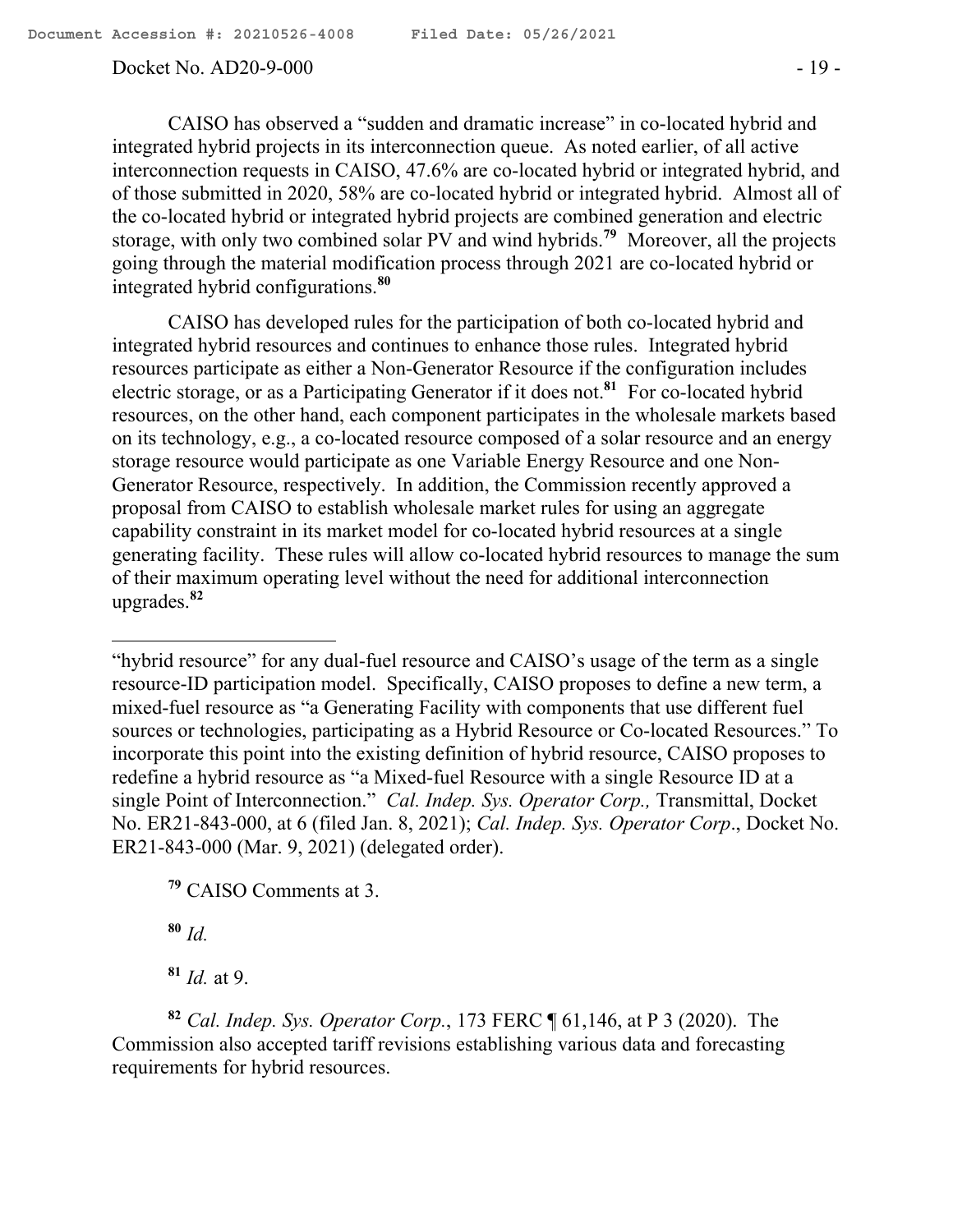CAISO has observed a "sudden and dramatic increase" in co-located hybrid and integrated hybrid projects in its interconnection queue. As noted earlier, of all active interconnection requests in CAISO, 47.6% are co-located hybrid or integrated hybrid, and of those submitted in 2020, 58% are co-located hybrid or integrated hybrid. Almost all of the co-located hybrid or integrated hybrid projects are combined generation and electric storage, with only two combined solar PV and wind hybrids.[79] Moreover, all the projects going through the material modification process through 2021 are co-located hybrid or integrated hybrid configurations.[80]

CAISO has developed rules for the participation of both co-located hybrid and integrated hybrid resources and continues to enhance those rules. Integrated hybrid resources participate as either a Non-Generator Resource if the configuration includes electric storage, or as a Participating Generator if it does not.[81] For co-located hybrid resources, on the other hand, each component participates in the wholesale markets based on its technology, e.g., a co-located resource composed of a solar resource and an energy storage resource would participate as one Variable Energy Resource and one Non-Generator Resource, respectively. In addition, the Commission recently approved a proposal from CAISO to establish wholesale market rules for using an aggregate capability constraint in its market model for co-located hybrid resources at a single generating facility. These rules will allow co-located hybrid resources to manage the sum of their maximum operating level without the need for additional interconnection upgrades.[82]

---

"hybrid resource" for any dual-fuel resource and CAISO's usage of the term as a single resource-ID participation model. Specifically, CAISO proposes to define a new term, a mixed-fuel resource as "a Generating Facility with components that use different fuel sources or technologies, participating as a Hybrid Resource or Co-located Resources." To incorporate this point into the existing definition of hybrid resource, CAISO proposes to redefine a hybrid resource as "a Mixed-fuel Resource with a single Resource ID at a single Point of Interconnection." *Cal. Indep. Sys. Operator Corp.,* Transmittal, Docket No. ER21-843-000, at 6 (filed Jan. 8, 2021); *Cal. Indep. Sys. Operator Corp*., Docket No. ER21-843-000 (Mar. 9, 2021) (delegated order).

[79] CAISO Comments at 3.

[80] *Id.*

[81] *Id.* at 9.

[82] *Cal. Indep. Sys. Operator Corp.*, 173 FERC ¶ 61,146, at P 3 (2020). The Commission also accepted tariff revisions establishing various data and forecasting requirements for hybrid resources.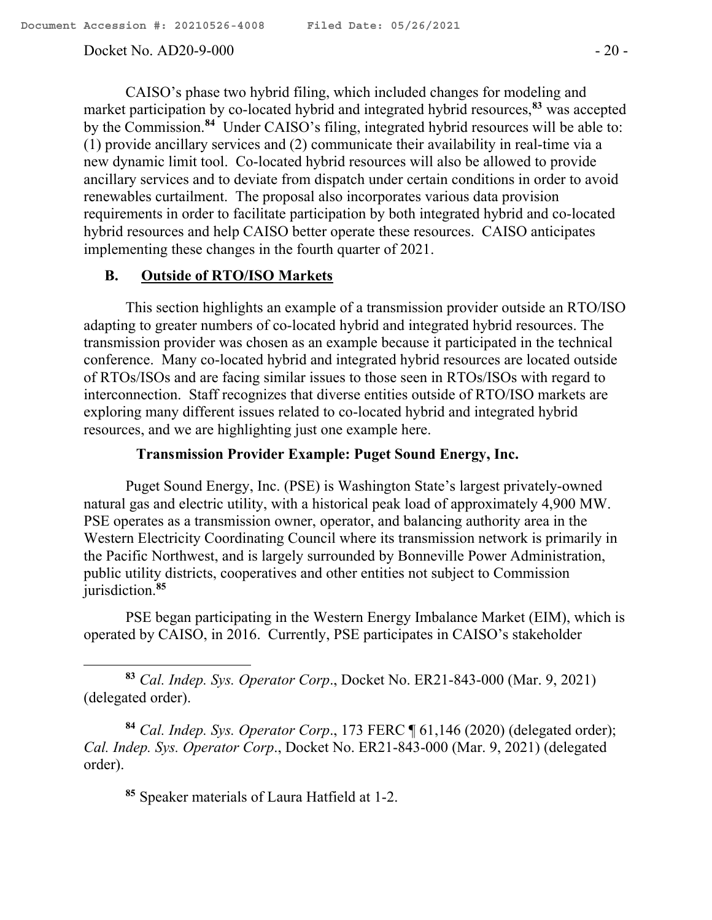CAISO's phase two hybrid filing, which included changes for modeling and market participation by co-located hybrid and integrated hybrid resources,[83] was accepted by the Commission.[84] Under CAISO's filing, integrated hybrid resources will be able to: (1) provide ancillary services and (2) communicate their availability in real-time via a new dynamic limit tool. Co-located hybrid resources will also be allowed to provide ancillary services and to deviate from dispatch under certain conditions in order to avoid renewables curtailment. The proposal also incorporates various data provision requirements in order to facilitate participation by both integrated hybrid and co-located hybrid resources and help CAISO better operate these resources. CAISO anticipates implementing these changes in the fourth quarter of 2021.

## B. Outside of RTO/ISO Markets

This section highlights an example of a transmission provider outside an RTO/ISO adapting to greater numbers of co-located hybrid and integrated hybrid resources. The transmission provider was chosen as an example because it participated in the technical conference. Many co-located hybrid and integrated hybrid resources are located outside of RTOs/ISOs and are facing similar issues to those seen in RTOs/ISOs with regard to interconnection. Staff recognizes that diverse entities outside of RTO/ISO markets are exploring many different issues related to co-located hybrid and integrated hybrid resources, and we are highlighting just one example here.

### Transmission Provider Example: Puget Sound Energy, Inc.

Puget Sound Energy, Inc. (PSE) is Washington State's largest privately-owned natural gas and electric utility, with a historical peak load of approximately 4,900 MW. PSE operates as a transmission owner, operator, and balancing authority area in the Western Electricity Coordinating Council where its transmission network is primarily in the Pacific Northwest, and is largely surrounded by Bonneville Power Administration, public utility districts, cooperatives and other entities not subject to Commission jurisdiction.[85]

PSE began participating in the Western Energy Imbalance Market (EIM), which is operated by CAISO, in 2016. Currently, PSE participates in CAISO's stakeholder

---

[83] *Cal. Indep. Sys. Operator Corp*., Docket No. ER21-843-000 (Mar. 9, 2021) (delegated order).

[84] *Cal. Indep. Sys. Operator Corp*., 173 FERC ¶ 61,146 (2020) (delegated order); *Cal. Indep. Sys. Operator Corp*., Docket No. ER21-843-000 (Mar. 9, 2021) (delegated order).

[85] Speaker materials of Laura Hatfield at 1-2.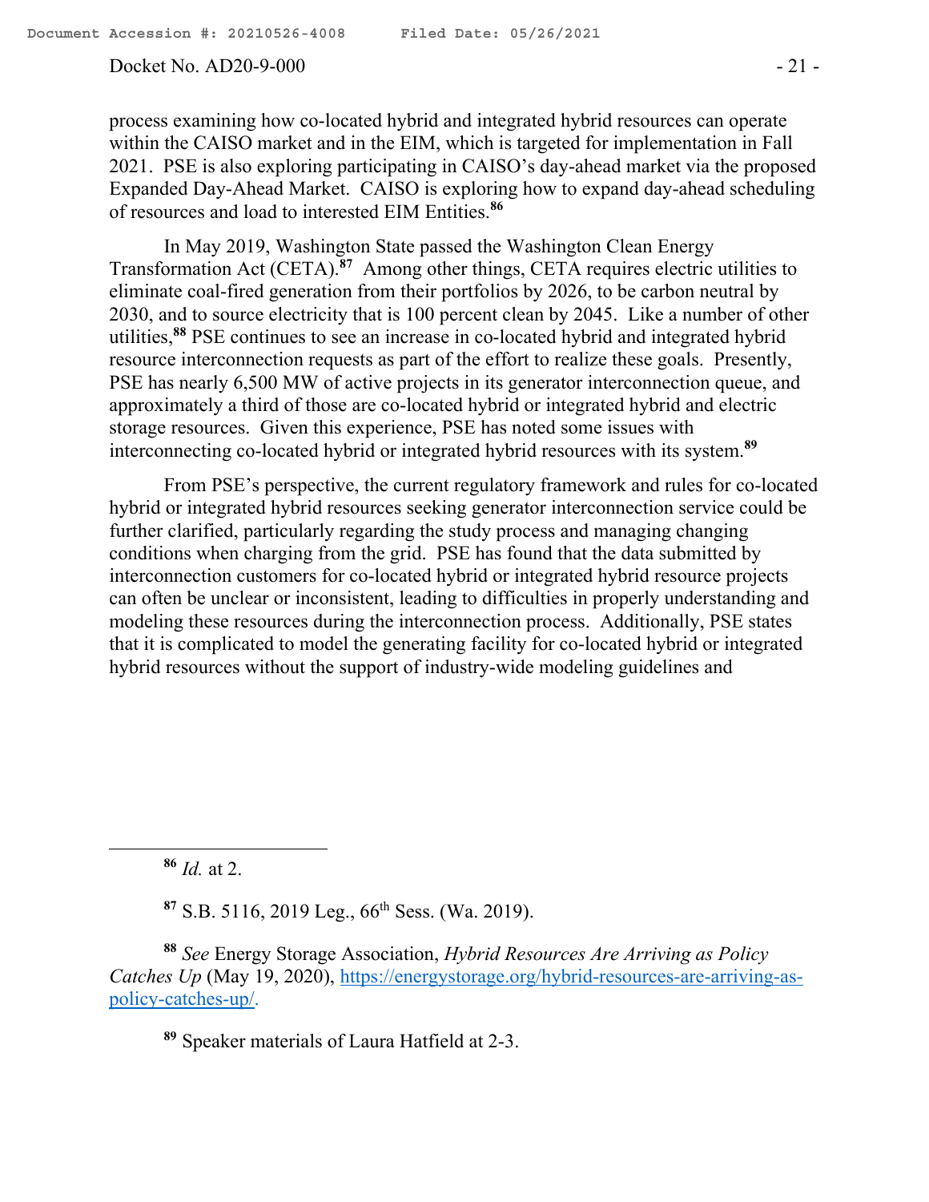process examining how co-located hybrid and integrated hybrid resources can operate within the CAISO market and in the EIM, which is targeted for implementation in Fall 2021. PSE is also exploring participating in CAISO's day-ahead market via the proposed Expanded Day-Ahead Market. CAISO is exploring how to expand day-ahead scheduling of resources and load to interested EIM Entities.[86]

In May 2019, Washington State passed the Washington Clean Energy Transformation Act (CETA).[87] Among other things, CETA requires electric utilities to eliminate coal-fired generation from their portfolios by 2026, to be carbon neutral by 2030, and to source electricity that is 100 percent clean by 2045. Like a number of other utilities,[88] PSE continues to see an increase in co-located hybrid and integrated hybrid resource interconnection requests as part of the effort to realize these goals. Presently, PSE has nearly 6,500 MW of active projects in its generator interconnection queue, and approximately a third of those are co-located hybrid or integrated hybrid and electric storage resources. Given this experience, PSE has noted some issues with interconnecting co-located hybrid or integrated hybrid resources with its system.[89]

From PSE's perspective, the current regulatory framework and rules for co-located hybrid or integrated hybrid resources seeking generator interconnection service could be further clarified, particularly regarding the study process and managing changing conditions when charging from the grid. PSE has found that the data submitted by interconnection customers for co-located hybrid or integrated hybrid resource projects can often be unclear or inconsistent, leading to difficulties in properly understanding and modeling these resources during the interconnection process. Additionally, PSE states that it is complicated to model the generating facility for co-located hybrid or integrated hybrid resources without the support of industry-wide modeling guidelines and

---

[86] *Id.* at 2.

[87] S.B. 5116, 2019 Leg., 66th Sess. (Wa. 2019).

[88] *See* Energy Storage Association, *Hybrid Resources Are Arriving as Policy Catches Up* (May 19, 2020), https://energystorage.org/hybrid-resources-are-arriving-as-policy-catches-up/.

[89] Speaker materials of Laura Hatfield at 2-3.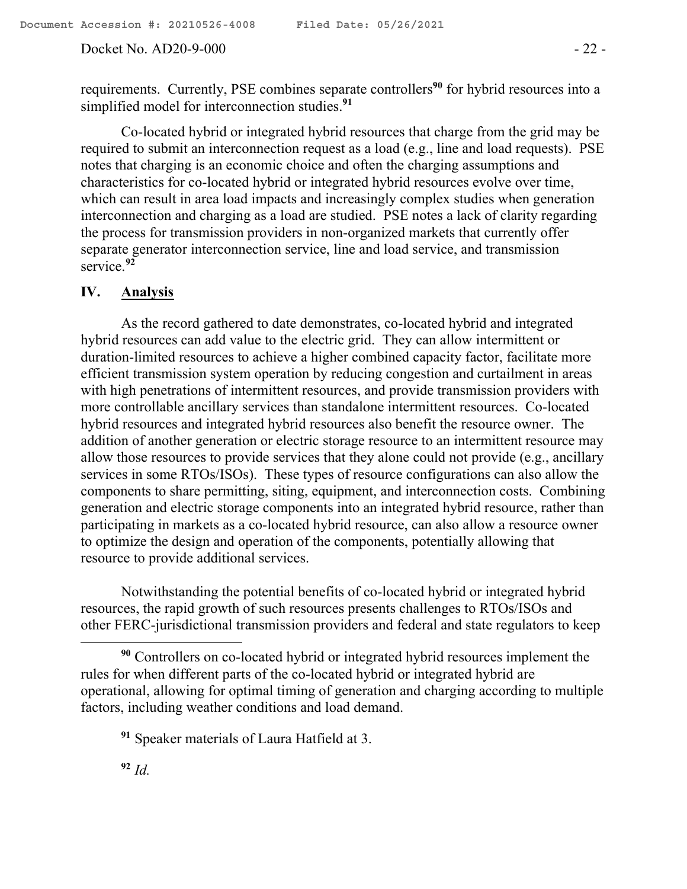requirements. Currently, PSE combines separate controllers[90] for hybrid resources into a simplified model for interconnection studies.[91]

Co-located hybrid or integrated hybrid resources that charge from the grid may be required to submit an interconnection request as a load (e.g., line and load requests). PSE notes that charging is an economic choice and often the charging assumptions and characteristics for co-located hybrid or integrated hybrid resources evolve over time, which can result in area load impacts and increasingly complex studies when generation interconnection and charging as a load are studied. PSE notes a lack of clarity regarding the process for transmission providers in non-organized markets that currently offer separate generator interconnection service, line and load service, and transmission service.[92]

## IV. Analysis

As the record gathered to date demonstrates, co-located hybrid and integrated hybrid resources can add value to the electric grid. They can allow intermittent or duration-limited resources to achieve a higher combined capacity factor, facilitate more efficient transmission system operation by reducing congestion and curtailment in areas with high penetrations of intermittent resources, and provide transmission providers with more controllable ancillary services than standalone intermittent resources. Co-located hybrid resources and integrated hybrid resources also benefit the resource owner. The addition of another generation or electric storage resource to an intermittent resource may allow those resources to provide services that they alone could not provide (e.g., ancillary services in some RTOs/ISOs). These types of resource configurations can also allow the components to share permitting, siting, equipment, and interconnection costs. Combining generation and electric storage components into an integrated hybrid resource, rather than participating in markets as a co-located hybrid resource, can also allow a resource owner to optimize the design and operation of the components, potentially allowing that resource to provide additional services.

Notwithstanding the potential benefits of co-located hybrid or integrated hybrid resources, the rapid growth of such resources presents challenges to RTOs/ISOs and other FERC-jurisdictional transmission providers and federal and state regulators to keep

---

[90] Controllers on co-located hybrid or integrated hybrid resources implement the rules for when different parts of the co-located hybrid or integrated hybrid are operational, allowing for optimal timing of generation and charging according to multiple factors, including weather conditions and load demand.

[91] Speaker materials of Laura Hatfield at 3.

[92] *Id.*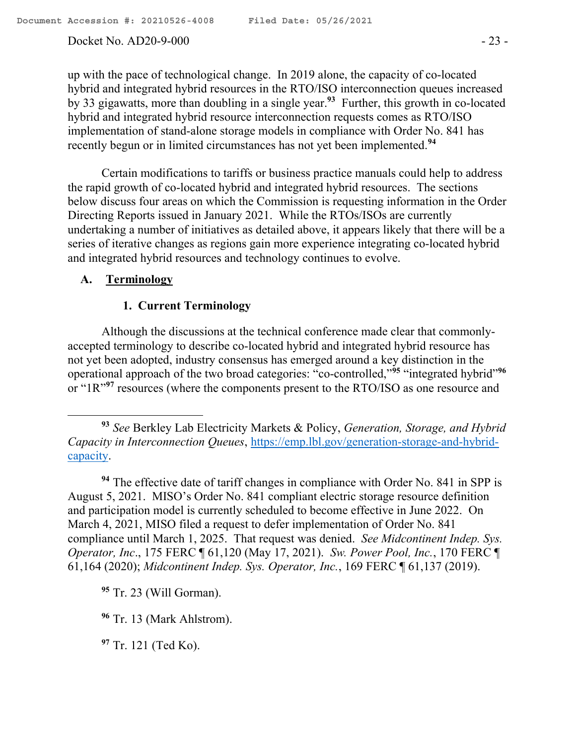up with the pace of technological change. In 2019 alone, the capacity of co-located hybrid and integrated hybrid resources in the RTO/ISO interconnection queues increased by 33 gigawatts, more than doubling in a single year.[93] Further, this growth in co-located hybrid and integrated hybrid resource interconnection requests comes as RTO/ISO implementation of stand-alone storage models in compliance with Order No. 841 has recently begun or in limited circumstances has not yet been implemented.[94]

Certain modifications to tariffs or business practice manuals could help to address the rapid growth of co-located hybrid and integrated hybrid resources. The sections below discuss four areas on which the Commission is requesting information in the Order Directing Reports issued in January 2021. While the RTOs/ISOs are currently undertaking a number of initiatives as detailed above, it appears likely that there will be a series of iterative changes as regions gain more experience integrating co-located hybrid and integrated hybrid resources and technology continues to evolve.

## A. Terminology

### 1. Current Terminology

Although the discussions at the technical conference made clear that commonly-accepted terminology to describe co-located hybrid and integrated hybrid resource has not yet been adopted, industry consensus has emerged around a key distinction in the operational approach of the two broad categories: "co-controlled,"[95] "integrated hybrid"[96] or "1R"[97] resources (where the components present to the RTO/ISO as one resource and

---

[93] *See* Berkley Lab Electricity Markets & Policy, *Generation, Storage, and Hybrid Capacity in Interconnection Queues*, [https://emp.lbl.gov/generation-storage-and-hybrid-capacity](https://emp.lbl.gov/generation-storage-and-hybrid-capacity).

[94] The effective date of tariff changes in compliance with Order No. 841 in SPP is August 5, 2021. MISO's Order No. 841 compliant electric storage resource definition and participation model is currently scheduled to become effective in June 2022. On March 4, 2021, MISO filed a request to defer implementation of Order No. 841 compliance until March 1, 2025. That request was denied. *See Midcontinent Indep. Sys. Operator, Inc.*, 175 FERC ¶ 61,120 (May 17, 2021). *Sw. Power Pool, Inc.*, 170 FERC ¶ 61,164 (2020); *Midcontinent Indep. Sys. Operator, Inc.*, 169 FERC ¶ 61,137 (2019).

[95] Tr. 23 (Will Gorman).

[96] Tr. 13 (Mark Ahlstrom).

[97] Tr. 121 (Ted Ko).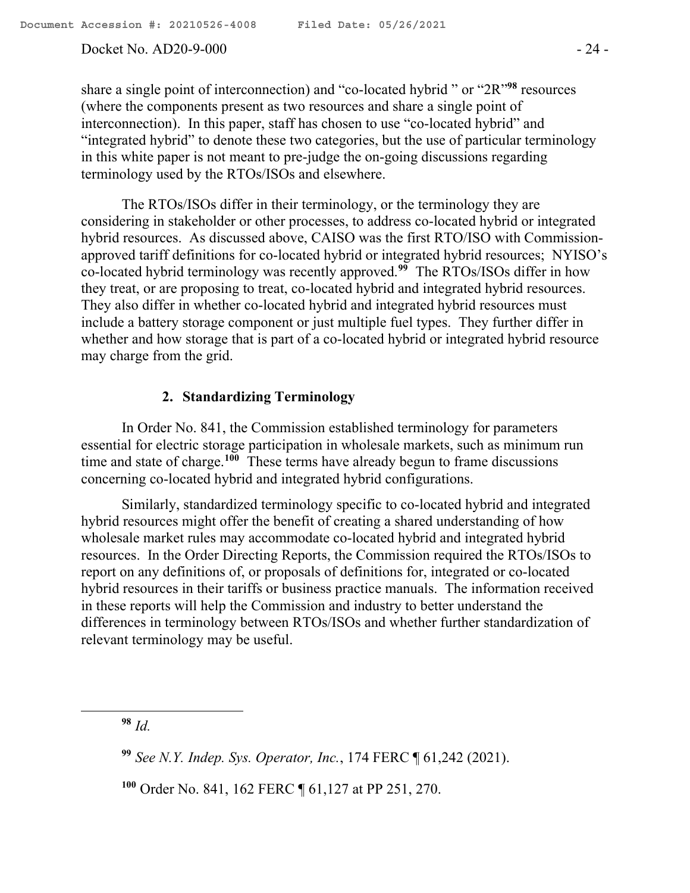share a single point of interconnection) and "co-located hybrid " or "2R"[98] resources (where the components present as two resources and share a single point of interconnection). In this paper, staff has chosen to use "co-located hybrid" and "integrated hybrid" to denote these two categories, but the use of particular terminology in this white paper is not meant to pre-judge the on-going discussions regarding terminology used by the RTOs/ISOs and elsewhere.

The RTOs/ISOs differ in their terminology, or the terminology they are considering in stakeholder or other processes, to address co-located hybrid or integrated hybrid resources. As discussed above, CAISO was the first RTO/ISO with Commission-approved tariff definitions for co-located hybrid or integrated hybrid resources; NYISO's co-located hybrid terminology was recently approved.[99] The RTOs/ISOs differ in how they treat, or are proposing to treat, co-located hybrid and integrated hybrid resources. They also differ in whether co-located hybrid and integrated hybrid resources must include a battery storage component or just multiple fuel types. They further differ in whether and how storage that is part of a co-located hybrid or integrated hybrid resource may charge from the grid.

### 2. Standardizing Terminology

In Order No. 841, the Commission established terminology for parameters essential for electric storage participation in wholesale markets, such as minimum run time and state of charge.[100] These terms have already begun to frame discussions concerning co-located hybrid and integrated hybrid configurations.

Similarly, standardized terminology specific to co-located hybrid and integrated hybrid resources might offer the benefit of creating a shared understanding of how wholesale market rules may accommodate co-located hybrid and integrated hybrid resources. In the Order Directing Reports, the Commission required the RTOs/ISOs to report on any definitions of, or proposals of definitions for, integrated or co-located hybrid resources in their tariffs or business practice manuals. The information received in these reports will help the Commission and industry to better understand the differences in terminology between RTOs/ISOs and whether further standardization of relevant terminology may be useful.

---

[98] *Id.*

[99] *See N.Y. Indep. Sys. Operator, Inc.*, 174 FERC ¶ 61,242 (2021).

[100] Order No. 841, 162 FERC ¶ 61,127 at PP 251, 270.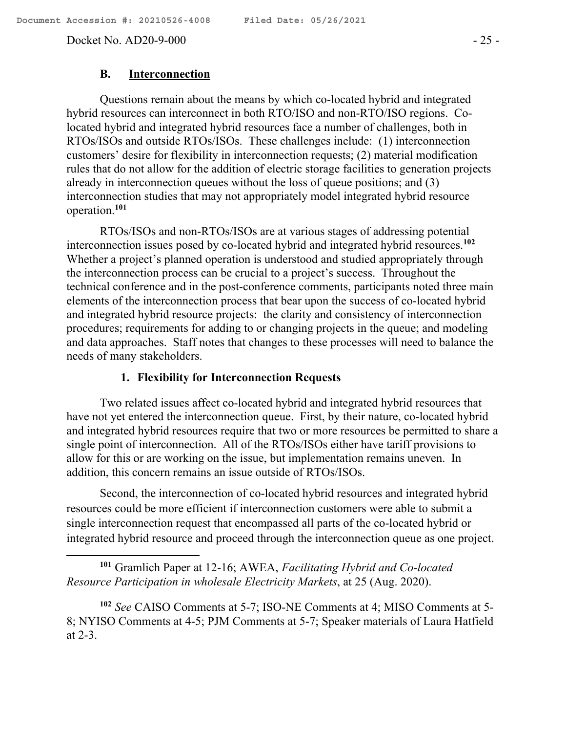## B. Interconnection

Questions remain about the means by which co-located hybrid and integrated hybrid resources can interconnect in both RTO/ISO and non-RTO/ISO regions. Co-located hybrid and integrated hybrid resources face a number of challenges, both in RTOs/ISOs and outside RTOs/ISOs. These challenges include: (1) interconnection customers' desire for flexibility in interconnection requests; (2) material modification rules that do not allow for the addition of electric storage facilities to generation projects already in interconnection queues without the loss of queue positions; and (3) interconnection studies that may not appropriately model integrated hybrid resource operation.[101]

RTOs/ISOs and non-RTOs/ISOs are at various stages of addressing potential interconnection issues posed by co-located hybrid and integrated hybrid resources.[102] Whether a project's planned operation is understood and studied appropriately through the interconnection process can be crucial to a project's success. Throughout the technical conference and in the post-conference comments, participants noted three main elements of the interconnection process that bear upon the success of co-located hybrid and integrated hybrid resource projects: the clarity and consistency of interconnection procedures; requirements for adding to or changing projects in the queue; and modeling and data approaches. Staff notes that changes to these processes will need to balance the needs of many stakeholders.

### 1. Flexibility for Interconnection Requests

Two related issues affect co-located hybrid and integrated hybrid resources that have not yet entered the interconnection queue. First, by their nature, co-located hybrid and integrated hybrid resources require that two or more resources be permitted to share a single point of interconnection. All of the RTOs/ISOs either have tariff provisions to allow for this or are working on the issue, but implementation remains uneven. In addition, this concern remains an issue outside of RTOs/ISOs.

Second, the interconnection of co-located hybrid resources and integrated hybrid resources could be more efficient if interconnection customers were able to submit a single interconnection request that encompassed all parts of the co-located hybrid or integrated hybrid resource and proceed through the interconnection queue as one project.

---

[101] Gramlich Paper at 12-16; AWEA, *Facilitating Hybrid and Co-located Resource Participation in wholesale Electricity Markets*, at 25 (Aug. 2020).

[102] *See* CAISO Comments at 5-7; ISO-NE Comments at 4; MISO Comments at 5-8; NYISO Comments at 4-5; PJM Comments at 5-7; Speaker materials of Laura Hatfield at 2-3.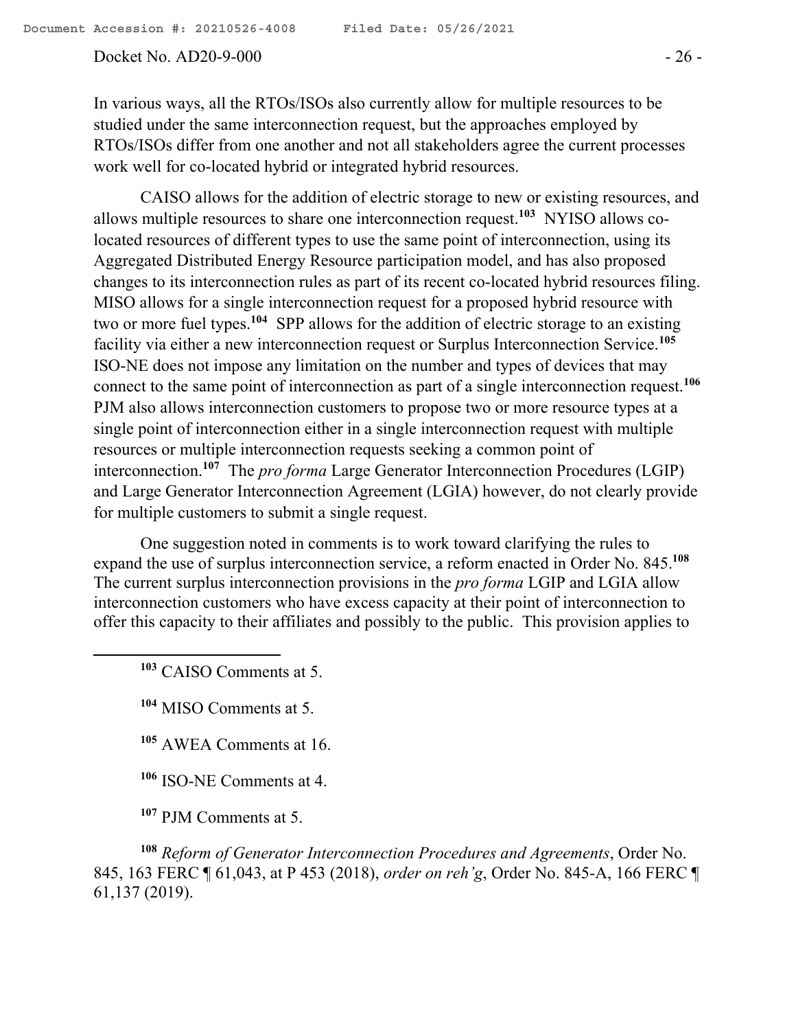In various ways, all the RTOs/ISOs also currently allow for multiple resources to be studied under the same interconnection request, but the approaches employed by RTOs/ISOs differ from one another and not all stakeholders agree the current processes work well for co-located hybrid or integrated hybrid resources.

CAISO allows for the addition of electric storage to new or existing resources, and allows multiple resources to share one interconnection request.[103] NYISO allows co-located resources of different types to use the same point of interconnection, using its Aggregated Distributed Energy Resource participation model, and has also proposed changes to its interconnection rules as part of its recent co-located hybrid resources filing. MISO allows for a single interconnection request for a proposed hybrid resource with two or more fuel types.[104] SPP allows for the addition of electric storage to an existing facility via either a new interconnection request or Surplus Interconnection Service.[105] ISO-NE does not impose any limitation on the number and types of devices that may connect to the same point of interconnection as part of a single interconnection request.[106] PJM also allows interconnection customers to propose two or more resource types at a single point of interconnection either in a single interconnection request with multiple resources or multiple interconnection requests seeking a common point of interconnection.[107] The *pro forma* Large Generator Interconnection Procedures (LGIP) and Large Generator Interconnection Agreement (LGIA) however, do not clearly provide for multiple customers to submit a single request.

One suggestion noted in comments is to work toward clarifying the rules to expand the use of surplus interconnection service, a reform enacted in Order No. 845.[108] The current surplus interconnection provisions in the *pro forma* LGIP and LGIA allow interconnection customers who have excess capacity at their point of interconnection to offer this capacity to their affiliates and possibly to the public. This provision applies to

---

[103] CAISO Comments at 5.

[104] MISO Comments at 5.

[105] AWEA Comments at 16.

[106] ISO-NE Comments at 4.

[107] PJM Comments at 5.

[108] *Reform of Generator Interconnection Procedures and Agreements*, Order No. 845, 163 FERC ¶ 61,043, at P 453 (2018), *order on reh'g*, Order No. 845-A, 166 FERC ¶ 61,137 (2019).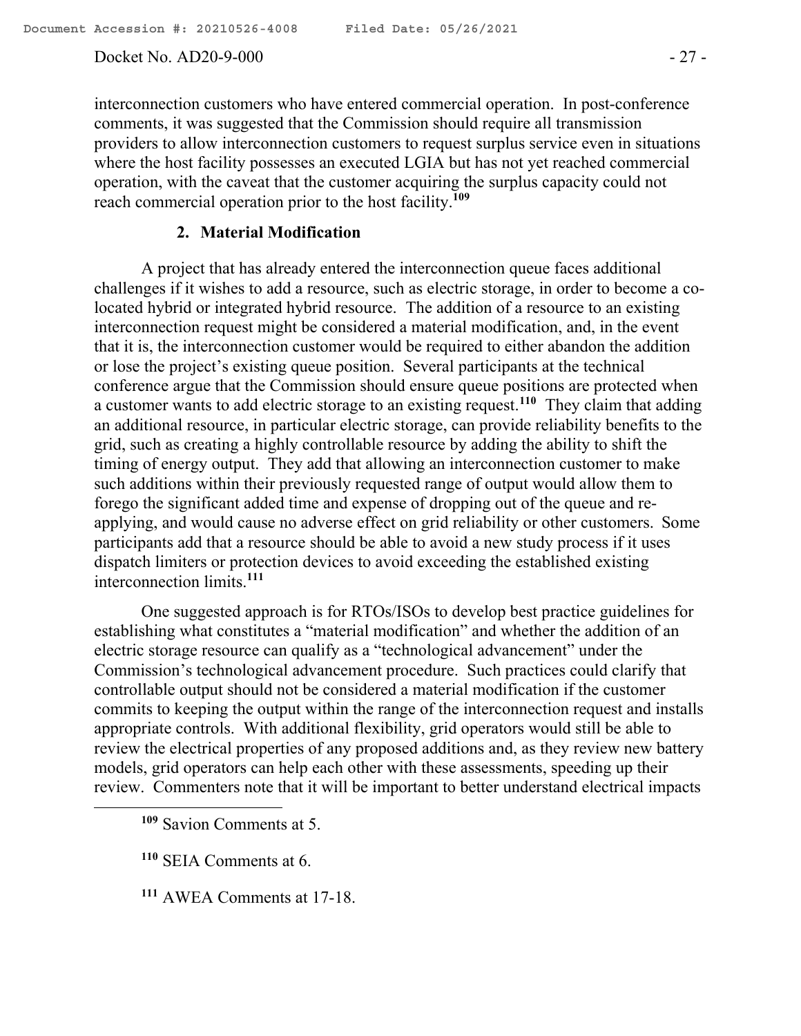interconnection customers who have entered commercial operation. In post-conference comments, it was suggested that the Commission should require all transmission providers to allow interconnection customers to request surplus service even in situations where the host facility possesses an executed LGIA but has not yet reached commercial operation, with the caveat that the customer acquiring the surplus capacity could not reach commercial operation prior to the host facility.[109]

### 2. Material Modification

A project that has already entered the interconnection queue faces additional challenges if it wishes to add a resource, such as electric storage, in order to become a co-located hybrid or integrated hybrid resource. The addition of a resource to an existing interconnection request might be considered a material modification, and, in the event that it is, the interconnection customer would be required to either abandon the addition or lose the project's existing queue position. Several participants at the technical conference argue that the Commission should ensure queue positions are protected when a customer wants to add electric storage to an existing request.[110] They claim that adding an additional resource, in particular electric storage, can provide reliability benefits to the grid, such as creating a highly controllable resource by adding the ability to shift the timing of energy output. They add that allowing an interconnection customer to make such additions within their previously requested range of output would allow them to forego the significant added time and expense of dropping out of the queue and re-applying, and would cause no adverse effect on grid reliability or other customers. Some participants add that a resource should be able to avoid a new study process if it uses dispatch limiters or protection devices to avoid exceeding the established existing interconnection limits.[111]

One suggested approach is for RTOs/ISOs to develop best practice guidelines for establishing what constitutes a "material modification" and whether the addition of an electric storage resource can qualify as a "technological advancement" under the Commission's technological advancement procedure. Such practices could clarify that controllable output should not be considered a material modification if the customer commits to keeping the output within the range of the interconnection request and installs appropriate controls. With additional flexibility, grid operators would still be able to review the electrical properties of any proposed additions and, as they review new battery models, grid operators can help each other with these assessments, speeding up their review. Commenters note that it will be important to better understand electrical impacts

---

[109] Savion Comments at 5.

[110] SEIA Comments at 6.

[111] AWEA Comments at 17-18.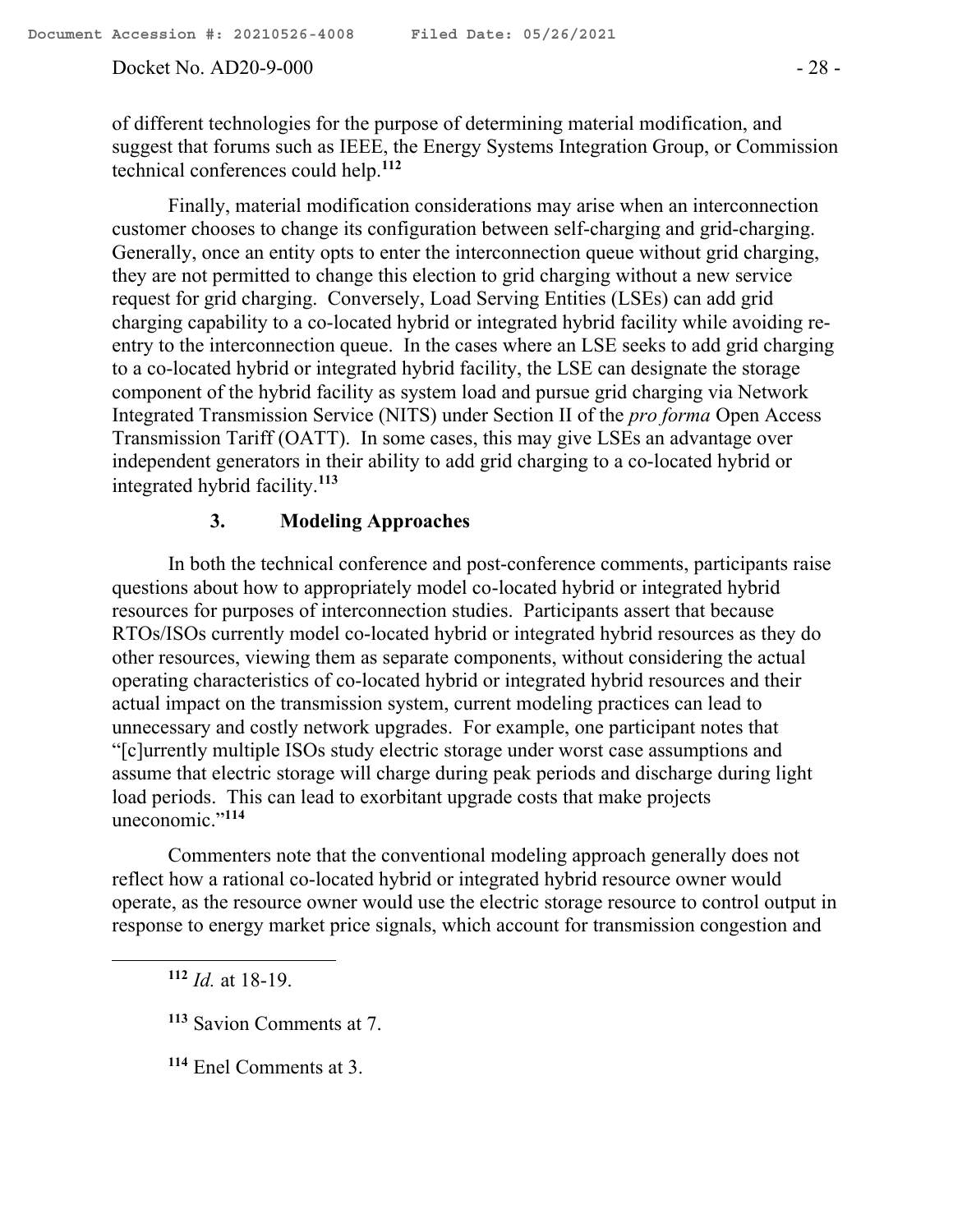of different technologies for the purpose of determining material modification, and suggest that forums such as IEEE, the Energy Systems Integration Group, or Commission technical conferences could help.[112]

Finally, material modification considerations may arise when an interconnection customer chooses to change its configuration between self-charging and grid-charging. Generally, once an entity opts to enter the interconnection queue without grid charging, they are not permitted to change this election to grid charging without a new service request for grid charging. Conversely, Load Serving Entities (LSEs) can add grid charging capability to a co-located hybrid or integrated hybrid facility while avoiding re-entry to the interconnection queue. In the cases where an LSE seeks to add grid charging to a co-located hybrid or integrated hybrid facility, the LSE can designate the storage component of the hybrid facility as system load and pursue grid charging via Network Integrated Transmission Service (NITS) under Section II of the *pro forma* Open Access Transmission Tariff (OATT). In some cases, this may give LSEs an advantage over independent generators in their ability to add grid charging to a co-located hybrid or integrated hybrid facility.[113]

### 3. Modeling Approaches

In both the technical conference and post-conference comments, participants raise questions about how to appropriately model co-located hybrid or integrated hybrid resources for purposes of interconnection studies. Participants assert that because RTOs/ISOs currently model co-located hybrid or integrated hybrid resources as they do other resources, viewing them as separate components, without considering the actual operating characteristics of co-located hybrid or integrated hybrid resources and their actual impact on the transmission system, current modeling practices can lead to unnecessary and costly network upgrades. For example, one participant notes that "[c]urrently multiple ISOs study electric storage under worst case assumptions and assume that electric storage will charge during peak periods and discharge during light load periods. This can lead to exorbitant upgrade costs that make projects uneconomic."[114]

Commenters note that the conventional modeling approach generally does not reflect how a rational co-located hybrid or integrated hybrid resource owner would operate, as the resource owner would use the electric storage resource to control output in response to energy market price signals, which account for transmission congestion and

[112] *Id.* at 18-19.

[113] Savion Comments at 7.

[114] Enel Comments at 3.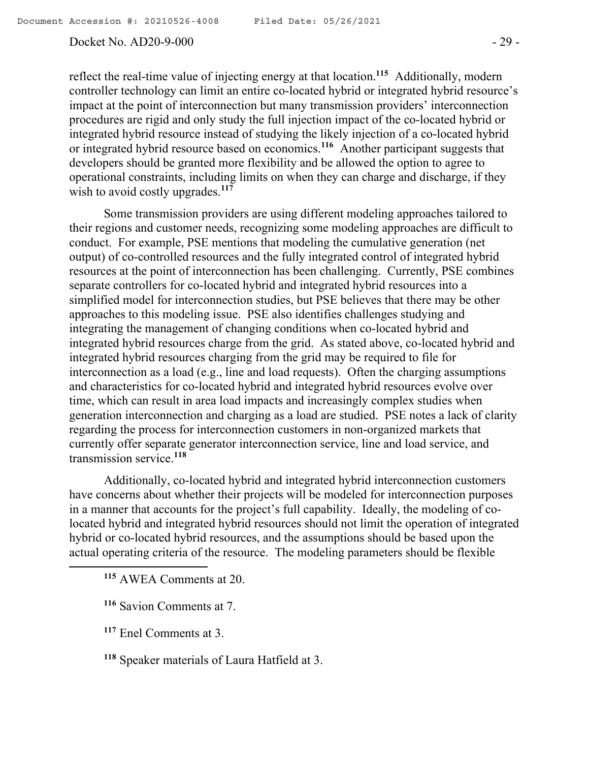reflect the real-time value of injecting energy at that location.[115] Additionally, modern controller technology can limit an entire co-located hybrid or integrated hybrid resource's impact at the point of interconnection but many transmission providers' interconnection procedures are rigid and only study the full injection impact of the co-located hybrid or integrated hybrid resource instead of studying the likely injection of a co-located hybrid or integrated hybrid resource based on economics.[116] Another participant suggests that developers should be granted more flexibility and be allowed the option to agree to operational constraints, including limits on when they can charge and discharge, if they wish to avoid costly upgrades.[117]

Some transmission providers are using different modeling approaches tailored to their regions and customer needs, recognizing some modeling approaches are difficult to conduct. For example, PSE mentions that modeling the cumulative generation (net output) of co-controlled resources and the fully integrated control of integrated hybrid resources at the point of interconnection has been challenging. Currently, PSE combines separate controllers for co-located hybrid and integrated hybrid resources into a simplified model for interconnection studies, but PSE believes that there may be other approaches to this modeling issue. PSE also identifies challenges studying and integrating the management of changing conditions when co-located hybrid and integrated hybrid resources charge from the grid. As stated above, co-located hybrid and integrated hybrid resources charging from the grid may be required to file for interconnection as a load (e.g., line and load requests). Often the charging assumptions and characteristics for co-located hybrid and integrated hybrid resources evolve over time, which can result in area load impacts and increasingly complex studies when generation interconnection and charging as a load are studied. PSE notes a lack of clarity regarding the process for interconnection customers in non-organized markets that currently offer separate generator interconnection service, line and load service, and transmission service.[118]

Additionally, co-located hybrid and integrated hybrid interconnection customers have concerns about whether their projects will be modeled for interconnection purposes in a manner that accounts for the project's full capability. Ideally, the modeling of co-located hybrid and integrated hybrid resources should not limit the operation of integrated hybrid or co-located hybrid resources, and the assumptions should be based upon the actual operating criteria of the resource. The modeling parameters should be flexible

[115] AWEA Comments at 20.

[116] Savion Comments at 7.

[117] Enel Comments at 3.

[118] Speaker materials of Laura Hatfield at 3.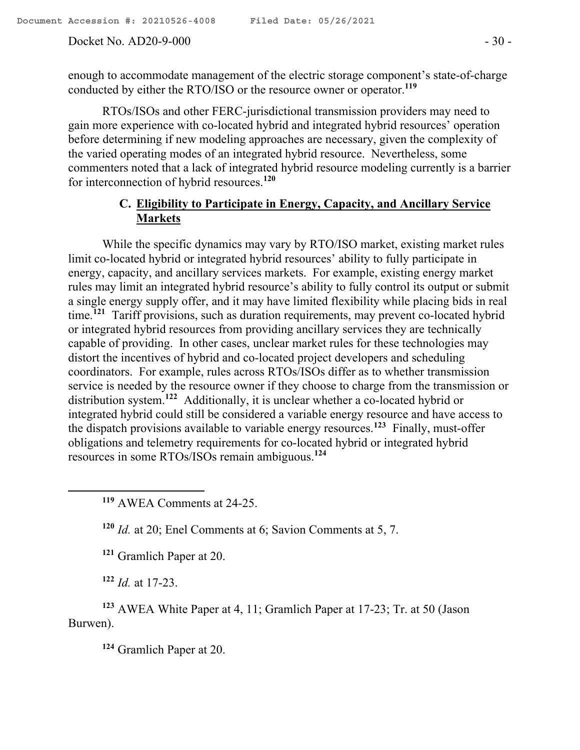enough to accommodate management of the electric storage component's state-of-charge conducted by either the RTO/ISO or the resource owner or operator.[119]

RTOs/ISOs and other FERC-jurisdictional transmission providers may need to gain more experience with co-located hybrid and integrated hybrid resources' operation before determining if new modeling approaches are necessary, given the complexity of the varied operating modes of an integrated hybrid resource. Nevertheless, some commenters noted that a lack of integrated hybrid resource modeling currently is a barrier for interconnection of hybrid resources.[120]

### C. Eligibility to Participate in Energy, Capacity, and Ancillary Service Markets

While the specific dynamics may vary by RTO/ISO market, existing market rules limit co-located hybrid or integrated hybrid resources' ability to fully participate in energy, capacity, and ancillary services markets. For example, existing energy market rules may limit an integrated hybrid resource's ability to fully control its output or submit a single energy supply offer, and it may have limited flexibility while placing bids in real time.[121] Tariff provisions, such as duration requirements, may prevent co-located hybrid or integrated hybrid resources from providing ancillary services they are technically capable of providing. In other cases, unclear market rules for these technologies may distort the incentives of hybrid and co-located project developers and scheduling coordinators. For example, rules across RTOs/ISOs differ as to whether transmission service is needed by the resource owner if they choose to charge from the transmission or distribution system.[122] Additionally, it is unclear whether a co-located hybrid or integrated hybrid could still be considered a variable energy resource and have access to the dispatch provisions available to variable energy resources.[123] Finally, must-offer obligations and telemetry requirements for co-located hybrid or integrated hybrid resources in some RTOs/ISOs remain ambiguous.[124]

---

[119] AWEA Comments at 24-25.

[120] *Id.* at 20; Enel Comments at 6; Savion Comments at 5, 7.

[121] Gramlich Paper at 20.

[122] *Id.* at 17-23.

[123] AWEA White Paper at 4, 11; Gramlich Paper at 17-23; Tr. at 50 (Jason Burwen).

[124] Gramlich Paper at 20.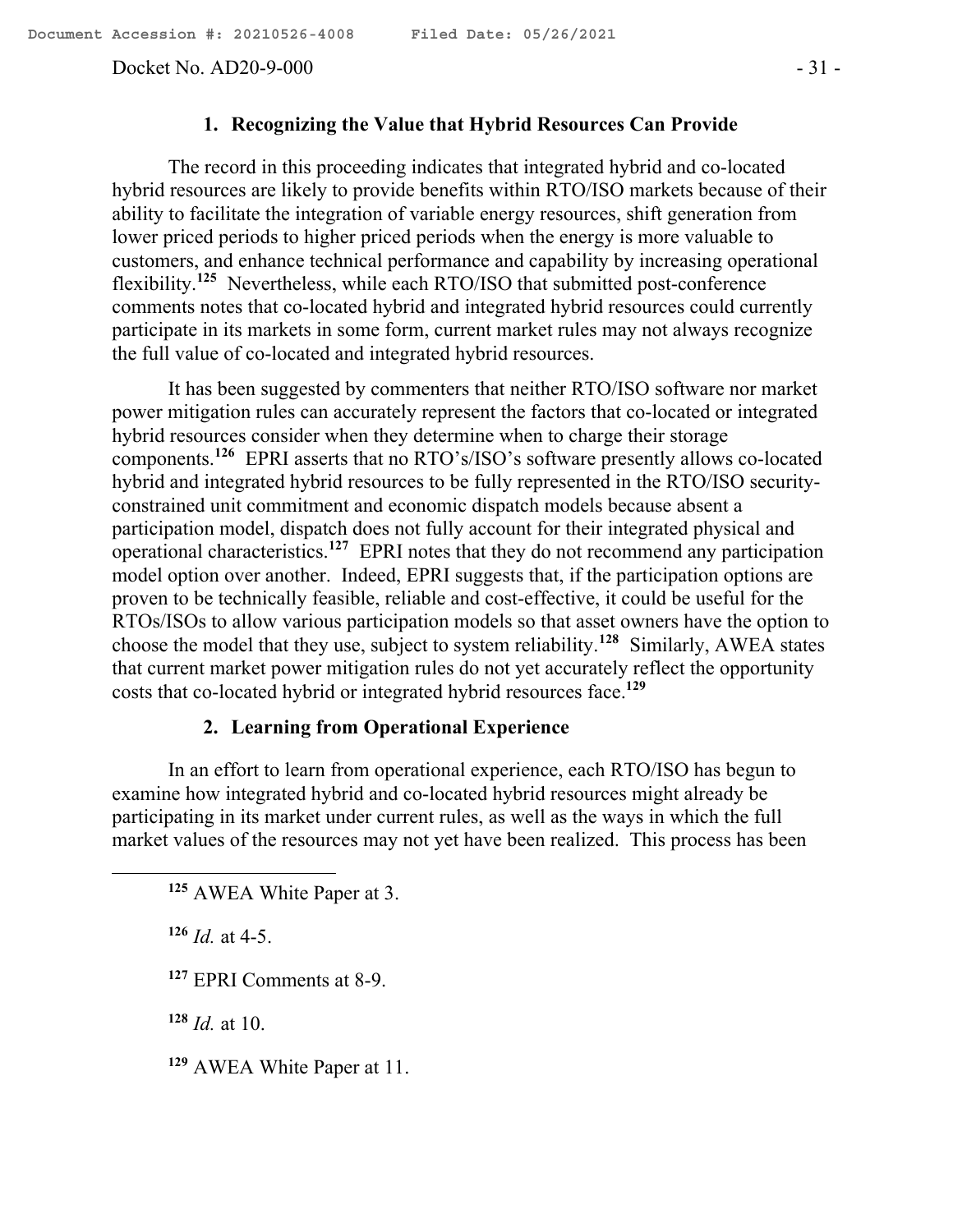### 1. Recognizing the Value that Hybrid Resources Can Provide

The record in this proceeding indicates that integrated hybrid and co-located hybrid resources are likely to provide benefits within RTO/ISO markets because of their ability to facilitate the integration of variable energy resources, shift generation from lower priced periods to higher priced periods when the energy is more valuable to customers, and enhance technical performance and capability by increasing operational flexibility.[125] Nevertheless, while each RTO/ISO that submitted post-conference comments notes that co-located hybrid and integrated hybrid resources could currently participate in its markets in some form, current market rules may not always recognize the full value of co-located and integrated hybrid resources.

It has been suggested by commenters that neither RTO/ISO software nor market power mitigation rules can accurately represent the factors that co-located or integrated hybrid resources consider when they determine when to charge their storage components.[126] EPRI asserts that no RTO's/ISO's software presently allows co-located hybrid and integrated hybrid resources to be fully represented in the RTO/ISO security-constrained unit commitment and economic dispatch models because absent a participation model, dispatch does not fully account for their integrated physical and operational characteristics.[127] EPRI notes that they do not recommend any participation model option over another. Indeed, EPRI suggests that, if the participation options are proven to be technically feasible, reliable and cost-effective, it could be useful for the RTOs/ISOs to allow various participation models so that asset owners have the option to choose the model that they use, subject to system reliability.[128] Similarly, AWEA states that current market power mitigation rules do not yet accurately reflect the opportunity costs that co-located hybrid or integrated hybrid resources face.[129]

### 2. Learning from Operational Experience

In an effort to learn from operational experience, each RTO/ISO has begun to examine how integrated hybrid and co-located hybrid resources might already be participating in its market under current rules, as well as the ways in which the full market values of the resources may not yet have been realized. This process has been

---

[125] AWEA White Paper at 3.

[126] *Id.* at 4-5.

[127] EPRI Comments at 8-9.

[128] *Id.* at 10.

[129] AWEA White Paper at 11.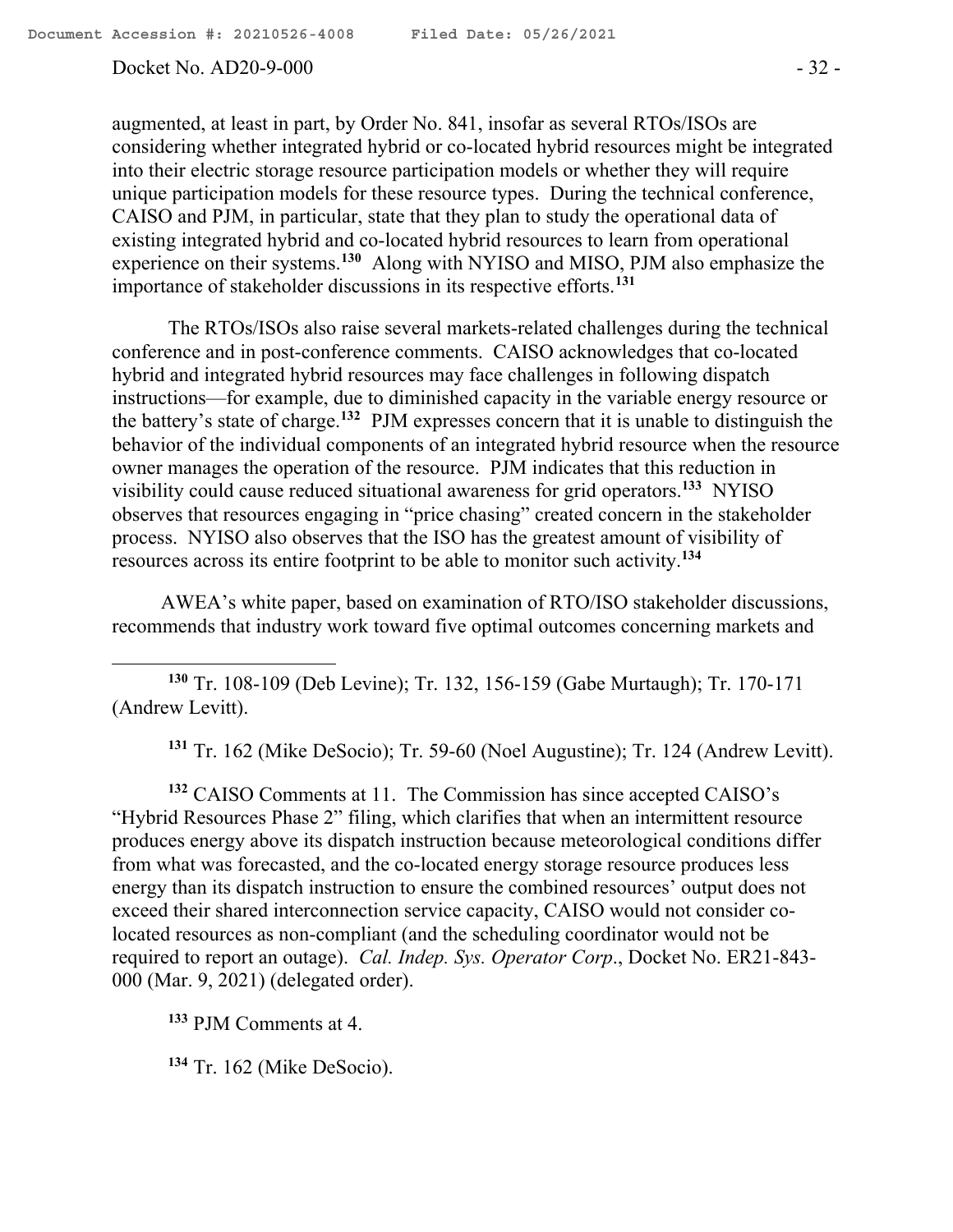augmented, at least in part, by Order No. 841, insofar as several RTOs/ISOs are considering whether integrated hybrid or co-located hybrid resources might be integrated into their electric storage resource participation models or whether they will require unique participation models for these resource types. During the technical conference, CAISO and PJM, in particular, state that they plan to study the operational data of existing integrated hybrid and co-located hybrid resources to learn from operational experience on their systems.[130] Along with NYISO and MISO, PJM also emphasize the importance of stakeholder discussions in its respective efforts.[131]

The RTOs/ISOs also raise several markets-related challenges during the technical conference and in post-conference comments. CAISO acknowledges that co-located hybrid and integrated hybrid resources may face challenges in following dispatch instructions—for example, due to diminished capacity in the variable energy resource or the battery's state of charge.[132] PJM expresses concern that it is unable to distinguish the behavior of the individual components of an integrated hybrid resource when the resource owner manages the operation of the resource. PJM indicates that this reduction in visibility could cause reduced situational awareness for grid operators.[133] NYISO observes that resources engaging in "price chasing" created concern in the stakeholder process. NYISO also observes that the ISO has the greatest amount of visibility of resources across its entire footprint to be able to monitor such activity.[134]

AWEA's white paper, based on examination of RTO/ISO stakeholder discussions, recommends that industry work toward five optimal outcomes concerning markets and

---

[130] Tr. 108-109 (Deb Levine); Tr. 132, 156-159 (Gabe Murtaugh); Tr. 170-171 (Andrew Levitt).

[131] Tr. 162 (Mike DeSocio); Tr. 59-60 (Noel Augustine); Tr. 124 (Andrew Levitt).

[132] CAISO Comments at 11. The Commission has since accepted CAISO's "Hybrid Resources Phase 2" filing, which clarifies that when an intermittent resource produces energy above its dispatch instruction because meteorological conditions differ from what was forecasted, and the co-located energy storage resource produces less energy than its dispatch instruction to ensure the combined resources' output does not exceed their shared interconnection service capacity, CAISO would not consider co-located resources as non-compliant (and the scheduling coordinator would not be required to report an outage). *Cal. Indep. Sys. Operator Corp*., Docket No. ER21-843-000 (Mar. 9, 2021) (delegated order).

[133] PJM Comments at 4.

[134] Tr. 162 (Mike DeSocio).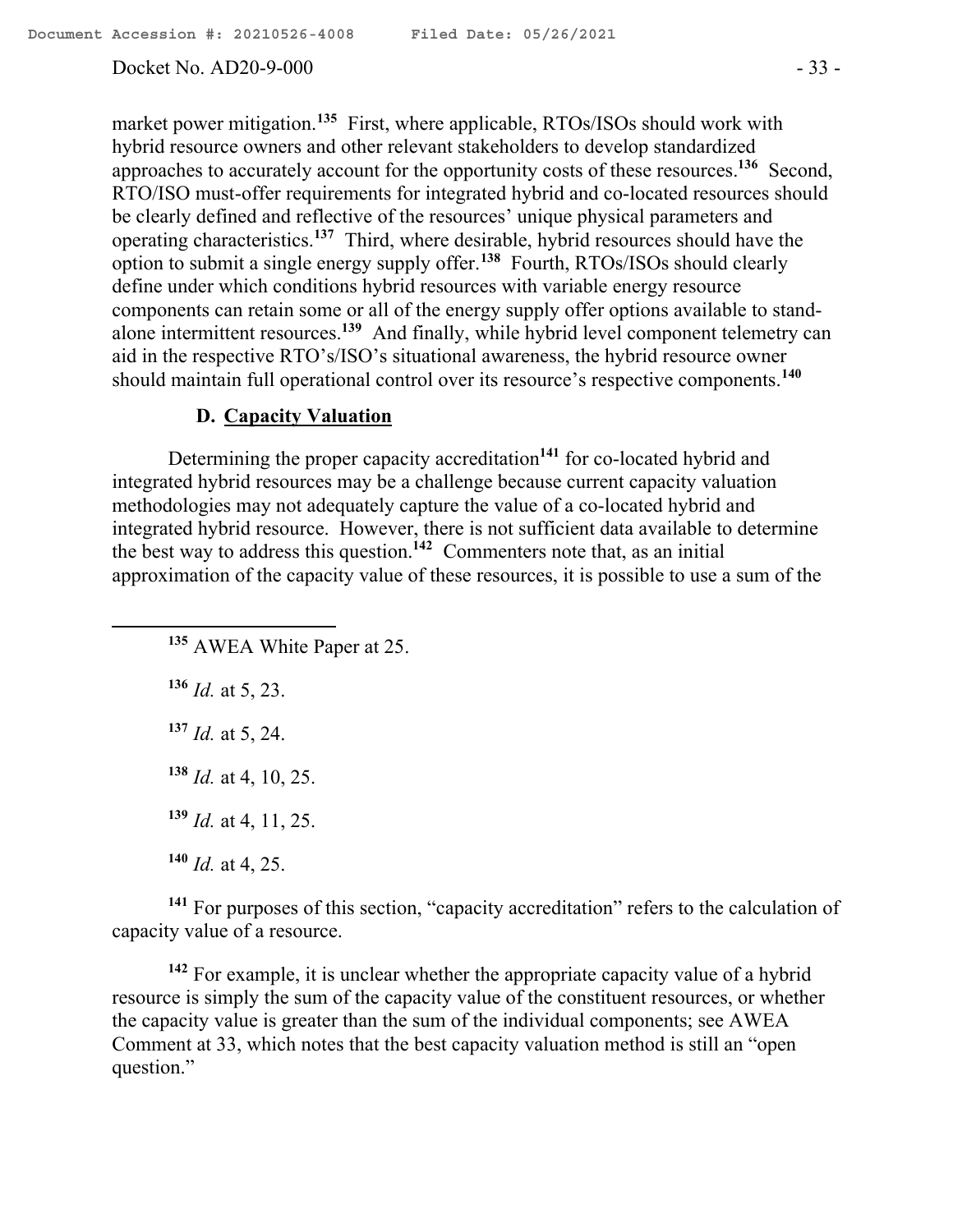market power mitigation.[135] First, where applicable, RTOs/ISOs should work with hybrid resource owners and other relevant stakeholders to develop standardized approaches to accurately account for the opportunity costs of these resources.[136] Second, RTO/ISO must-offer requirements for integrated hybrid and co-located resources should be clearly defined and reflective of the resources' unique physical parameters and operating characteristics.[137] Third, where desirable, hybrid resources should have the option to submit a single energy supply offer.[138] Fourth, RTOs/ISOs should clearly define under which conditions hybrid resources with variable energy resource components can retain some or all of the energy supply offer options available to stand-alone intermittent resources.[139] And finally, while hybrid level component telemetry can aid in the respective RTO's/ISO's situational awareness, the hybrid resource owner should maintain full operational control over its resource's respective components.[140]

### D. Capacity Valuation

Determining the proper capacity accreditation[141] for co-located hybrid and integrated hybrid resources may be a challenge because current capacity valuation methodologies may not adequately capture the value of a co-located hybrid and integrated hybrid resource. However, there is not sufficient data available to determine the best way to address this question.[142] Commenters note that, as an initial approximation of the capacity value of these resources, it is possible to use a sum of the

---

[135] AWEA White Paper at 25.

[136] *Id.* at 5, 23.

[137] *Id.* at 5, 24.

[138] *Id.* at 4, 10, 25.

[139] *Id.* at 4, 11, 25.

[140] *Id.* at 4, 25.

[141] For purposes of this section, "capacity accreditation" refers to the calculation of capacity value of a resource.

[142] For example, it is unclear whether the appropriate capacity value of a hybrid resource is simply the sum of the capacity value of the constituent resources, or whether the capacity value is greater than the sum of the individual components; see AWEA Comment at 33, which notes that the best capacity valuation method is still an "open question."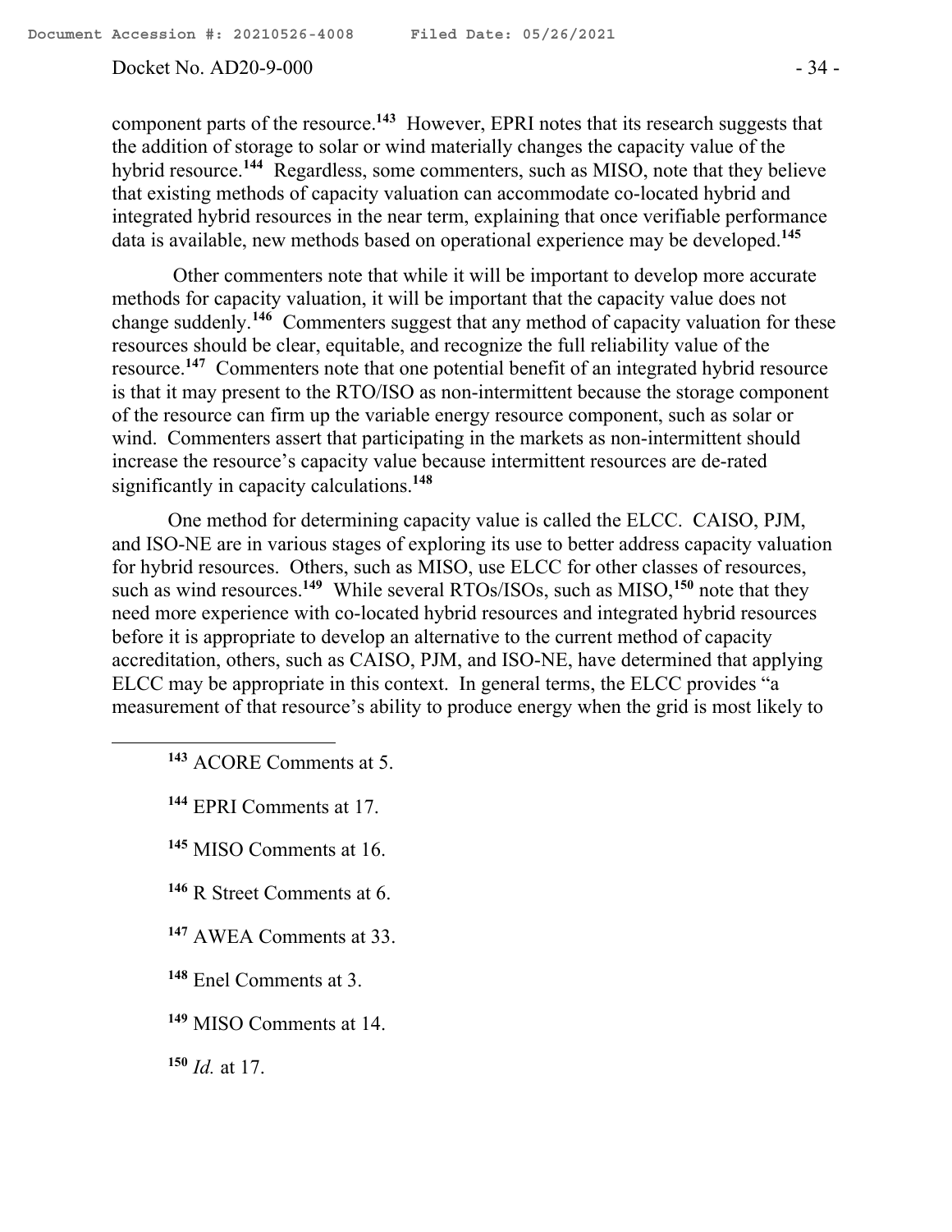component parts of the resource.[143] However, EPRI notes that its research suggests that the addition of storage to solar or wind materially changes the capacity value of the hybrid resource.[144] Regardless, some commenters, such as MISO, note that they believe that existing methods of capacity valuation can accommodate co-located hybrid and integrated hybrid resources in the near term, explaining that once verifiable performance data is available, new methods based on operational experience may be developed.[145]

Other commenters note that while it will be important to develop more accurate methods for capacity valuation, it will be important that the capacity value does not change suddenly.[146] Commenters suggest that any method of capacity valuation for these resources should be clear, equitable, and recognize the full reliability value of the resource.[147] Commenters note that one potential benefit of an integrated hybrid resource is that it may present to the RTO/ISO as non-intermittent because the storage component of the resource can firm up the variable energy resource component, such as solar or wind. Commenters assert that participating in the markets as non-intermittent should increase the resource's capacity value because intermittent resources are de-rated significantly in capacity calculations.[148]

One method for determining capacity value is called the ELCC. CAISO, PJM, and ISO-NE are in various stages of exploring its use to better address capacity valuation for hybrid resources. Others, such as MISO, use ELCC for other classes of resources, such as wind resources.[149] While several RTOs/ISOs, such as MISO,[150] note that they need more experience with co-located hybrid resources and integrated hybrid resources before it is appropriate to develop an alternative to the current method of capacity accreditation, others, such as CAISO, PJM, and ISO-NE, have determined that applying ELCC may be appropriate in this context. In general terms, the ELCC provides "a measurement of that resource's ability to produce energy when the grid is most likely to

---

[143] ACORE Comments at 5.

[144] EPRI Comments at 17.

[145] MISO Comments at 16.

[146] R Street Comments at 6.

[147] AWEA Comments at 33.

[148] Enel Comments at 3.

[149] MISO Comments at 14.

[150] *Id.* at 17.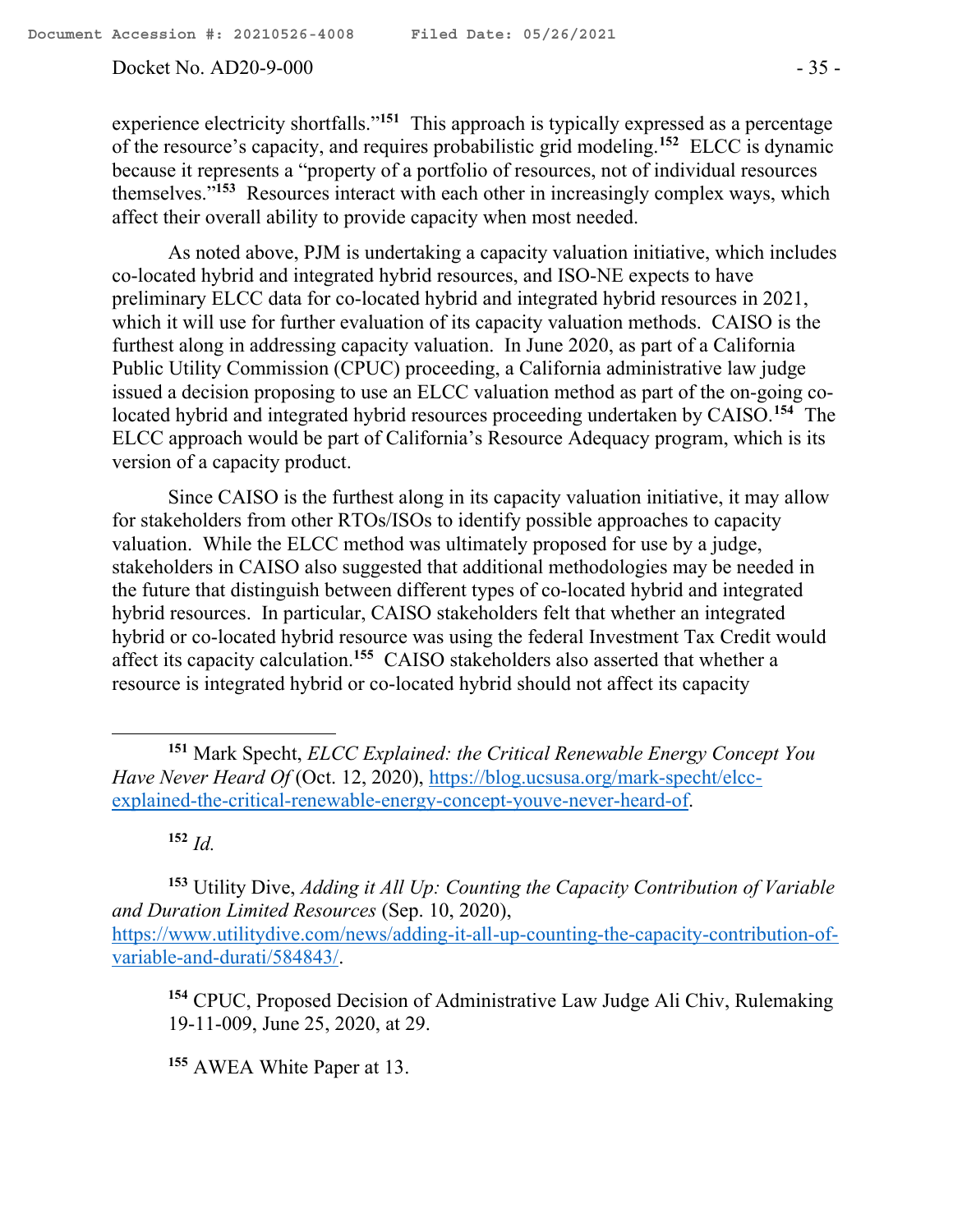experience electricity shortfalls."[151] This approach is typically expressed as a percentage of the resource's capacity, and requires probabilistic grid modeling.[152] ELCC is dynamic because it represents a "property of a portfolio of resources, not of individual resources themselves."[153] Resources interact with each other in increasingly complex ways, which affect their overall ability to provide capacity when most needed.

As noted above, PJM is undertaking a capacity valuation initiative, which includes co-located hybrid and integrated hybrid resources, and ISO-NE expects to have preliminary ELCC data for co-located hybrid and integrated hybrid resources in 2021, which it will use for further evaluation of its capacity valuation methods. CAISO is the furthest along in addressing capacity valuation. In June 2020, as part of a California Public Utility Commission (CPUC) proceeding, a California administrative law judge issued a decision proposing to use an ELCC valuation method as part of the on-going co-located hybrid and integrated hybrid resources proceeding undertaken by CAISO.[154] The ELCC approach would be part of California's Resource Adequacy program, which is its version of a capacity product.

Since CAISO is the furthest along in its capacity valuation initiative, it may allow for stakeholders from other RTOs/ISOs to identify possible approaches to capacity valuation. While the ELCC method was ultimately proposed for use by a judge, stakeholders in CAISO also suggested that additional methodologies may be needed in the future that distinguish between different types of co-located hybrid and integrated hybrid resources. In particular, CAISO stakeholders felt that whether an integrated hybrid or co-located hybrid resource was using the federal Investment Tax Credit would affect its capacity calculation.[155] CAISO stakeholders also asserted that whether a resource is integrated hybrid or co-located hybrid should not affect its capacity

---

[151] Mark Specht, *ELCC Explained: the Critical Renewable Energy Concept You Have Never Heard Of* (Oct. 12, 2020), https://blog.ucsusa.org/mark-specht/elcc-explained-the-critical-renewable-energy-concept-youve-never-heard-of.

[152] *Id.*

[153] Utility Dive, *Adding it All Up: Counting the Capacity Contribution of Variable and Duration Limited Resources* (Sep. 10, 2020), https://www.utilitydive.com/news/adding-it-all-up-counting-the-capacity-contribution-of-variable-and-durati/584843/.

[154] CPUC, Proposed Decision of Administrative Law Judge Ali Chiv, Rulemaking 19-11-009, June 25, 2020, at 29.

[155] AWEA White Paper at 13.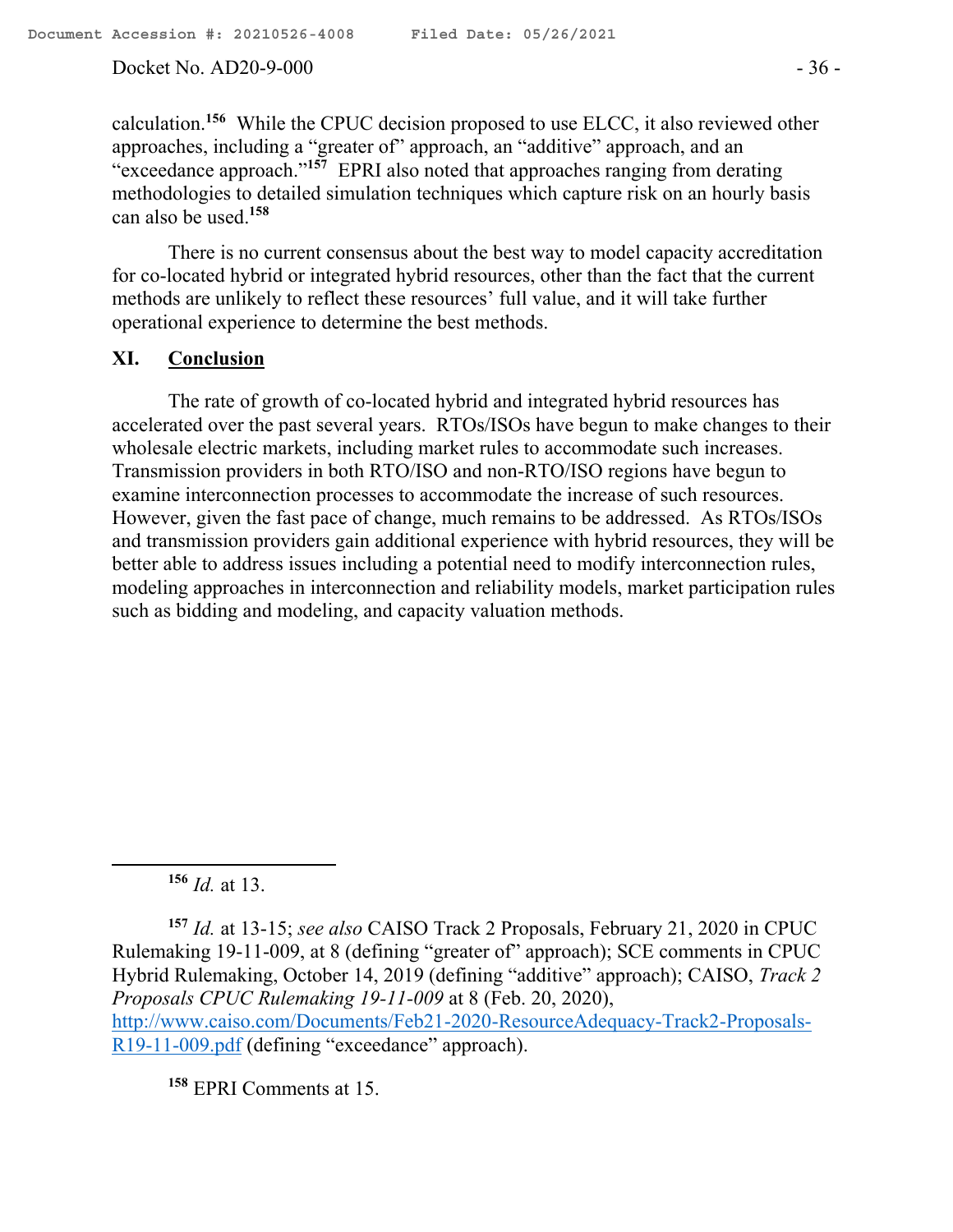calculation.[156] While the CPUC decision proposed to use ELCC, it also reviewed other approaches, including a "greater of" approach, an "additive" approach, and an "exceedance approach."[157] EPRI also noted that approaches ranging from derating methodologies to detailed simulation techniques which capture risk on an hourly basis can also be used.[158]

There is no current consensus about the best way to model capacity accreditation for co-located hybrid or integrated hybrid resources, other than the fact that the current methods are unlikely to reflect these resources' full value, and it will take further operational experience to determine the best methods.

## XI. Conclusion

The rate of growth of co-located hybrid and integrated hybrid resources has accelerated over the past several years. RTOs/ISOs have begun to make changes to their wholesale electric markets, including market rules to accommodate such increases. Transmission providers in both RTO/ISO and non-RTO/ISO regions have begun to examine interconnection processes to accommodate the increase of such resources. However, given the fast pace of change, much remains to be addressed. As RTOs/ISOs and transmission providers gain additional experience with hybrid resources, they will be better able to address issues including a potential need to modify interconnection rules, modeling approaches in interconnection and reliability models, market participation rules such as bidding and modeling, and capacity valuation methods.

---

[156] *Id.* at 13.

[157] *Id.* at 13-15; *see also* CAISO Track 2 Proposals, February 21, 2020 in CPUC Rulemaking 19-11-009, at 8 (defining "greater of" approach); SCE comments in CPUC Hybrid Rulemaking, October 14, 2019 (defining "additive" approach); CAISO, *Track 2 Proposals CPUC Rulemaking 19-11-009* at 8 (Feb. 20, 2020), http://www.caiso.com/Documents/Feb21-2020-ResourceAdequacy-Track2-Proposals-R19-11-009.pdf (defining "exceedance" approach).

[158] EPRI Comments at 15.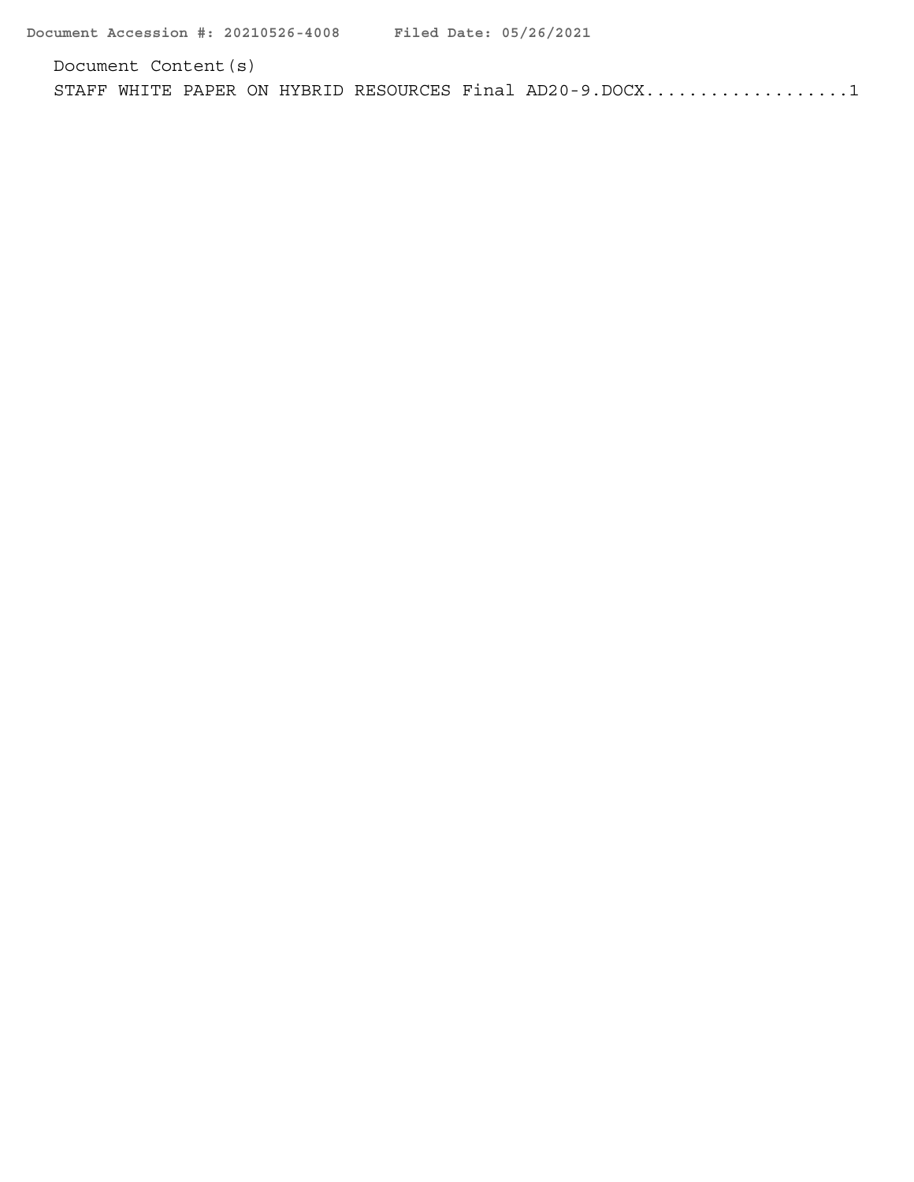Document Accession #: 20210526-4008      Filed Date: 05/26/2021

Document Content(s)

STAFF WHITE PAPER ON HYBRID RESOURCES Final AD20-9.DOCX...................1